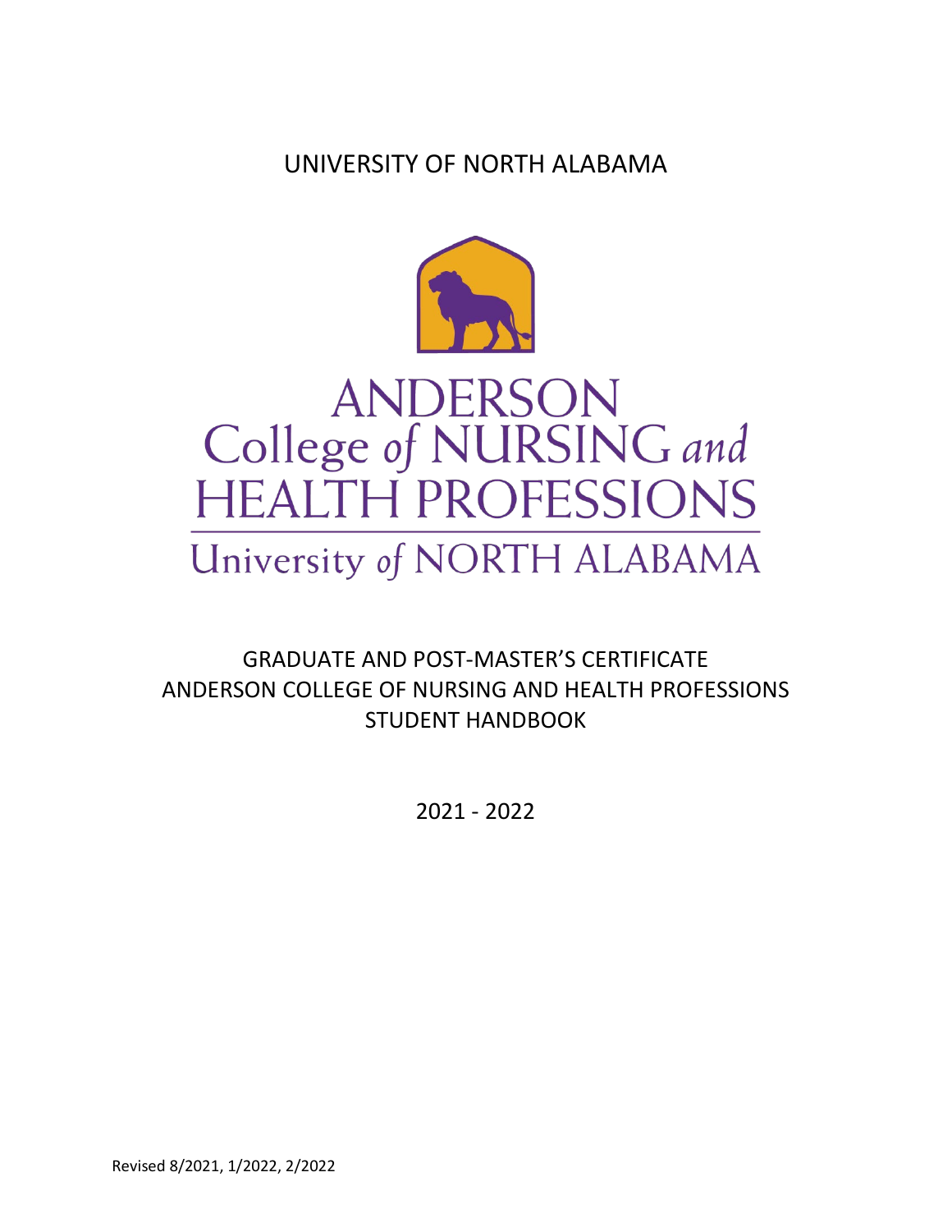# UNIVERSITY OF NORTH ALABAMA

ANDERSON
College of NURSING and
HEALTH PROFESSIONS
University of NORTH ALABAMA

## GRADUATE AND POST-MASTER'S CERTIFICATE ANDERSON COLLEGE OF NURSING AND HEALTH PROFESSIONS STUDENT HANDBOOK

2021 - 2022

Revised 8/2021, 1/2022, 2/2022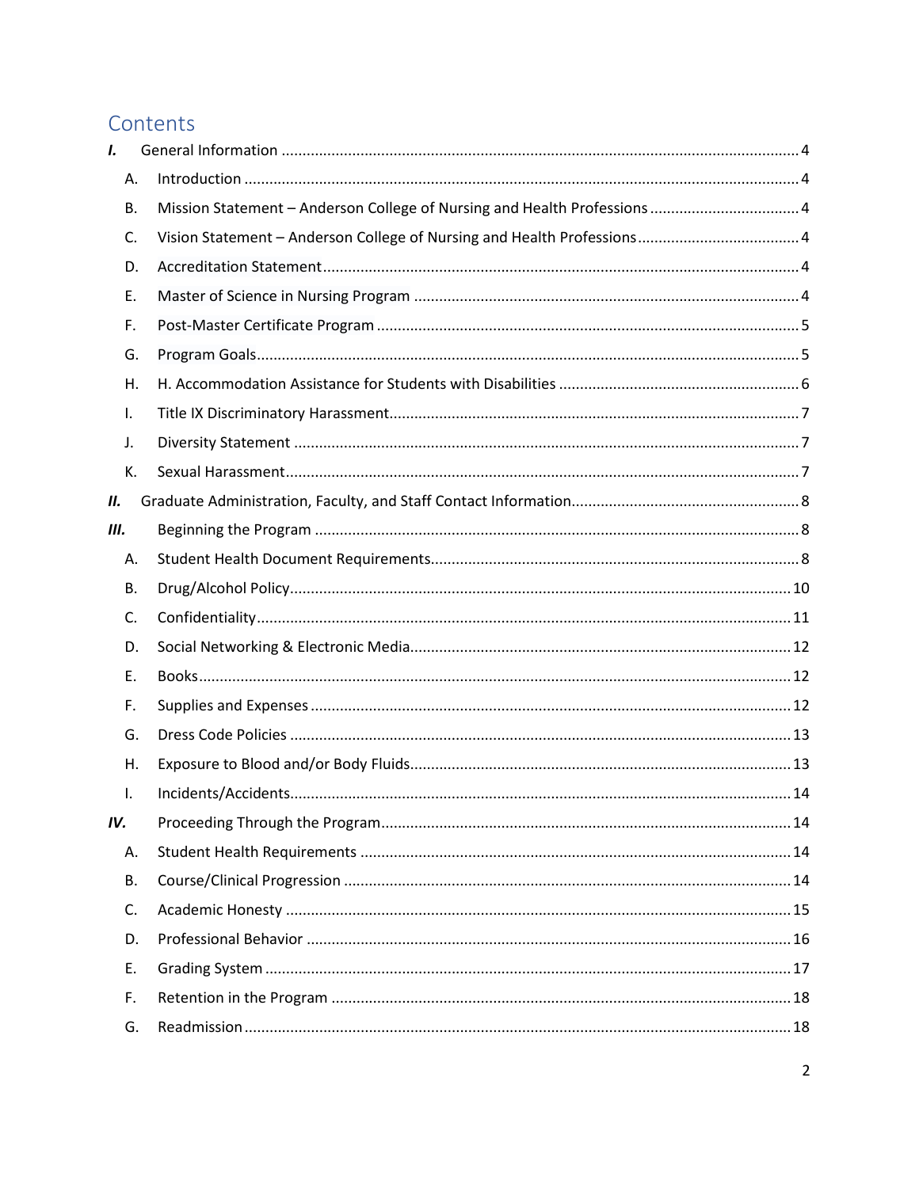# Contents

- ***I.*** General Information ..... 4
  - A. Introduction ..... 4
  - B. Mission Statement – Anderson College of Nursing and Health Professions ..... 4
  - C. Vision Statement – Anderson College of Nursing and Health Professions ..... 4
  - D. Accreditation Statement ..... 4
  - E. Master of Science in Nursing Program ..... 4
  - F. Post-Master Certificate Program ..... 5
  - G. Program Goals ..... 5
  - H. H. Accommodation Assistance for Students with Disabilities ..... 6
  - I. Title IX Discriminatory Harassment ..... 7
  - J. Diversity Statement ..... 7
  - K. Sexual Harassment ..... 7
- ***II.*** Graduate Administration, Faculty, and Staff Contact Information ..... 8
- ***III.*** Beginning the Program ..... 8
  - A. Student Health Document Requirements ..... 8
  - B. Drug/Alcohol Policy ..... 10
  - C. Confidentiality ..... 11
  - D. Social Networking & Electronic Media ..... 12
  - E. Books ..... 12
  - F. Supplies and Expenses ..... 12
  - G. Dress Code Policies ..... 13
  - H. Exposure to Blood and/or Body Fluids ..... 13
  - I. Incidents/Accidents ..... 14
- ***IV.*** Proceeding Through the Program ..... 14
  - A. Student Health Requirements ..... 14
  - B. Course/Clinical Progression ..... 14
  - C. Academic Honesty ..... 15
  - D. Professional Behavior ..... 16
  - E. Grading System ..... 17
  - F. Retention in the Program ..... 18
  - G. Readmission ..... 18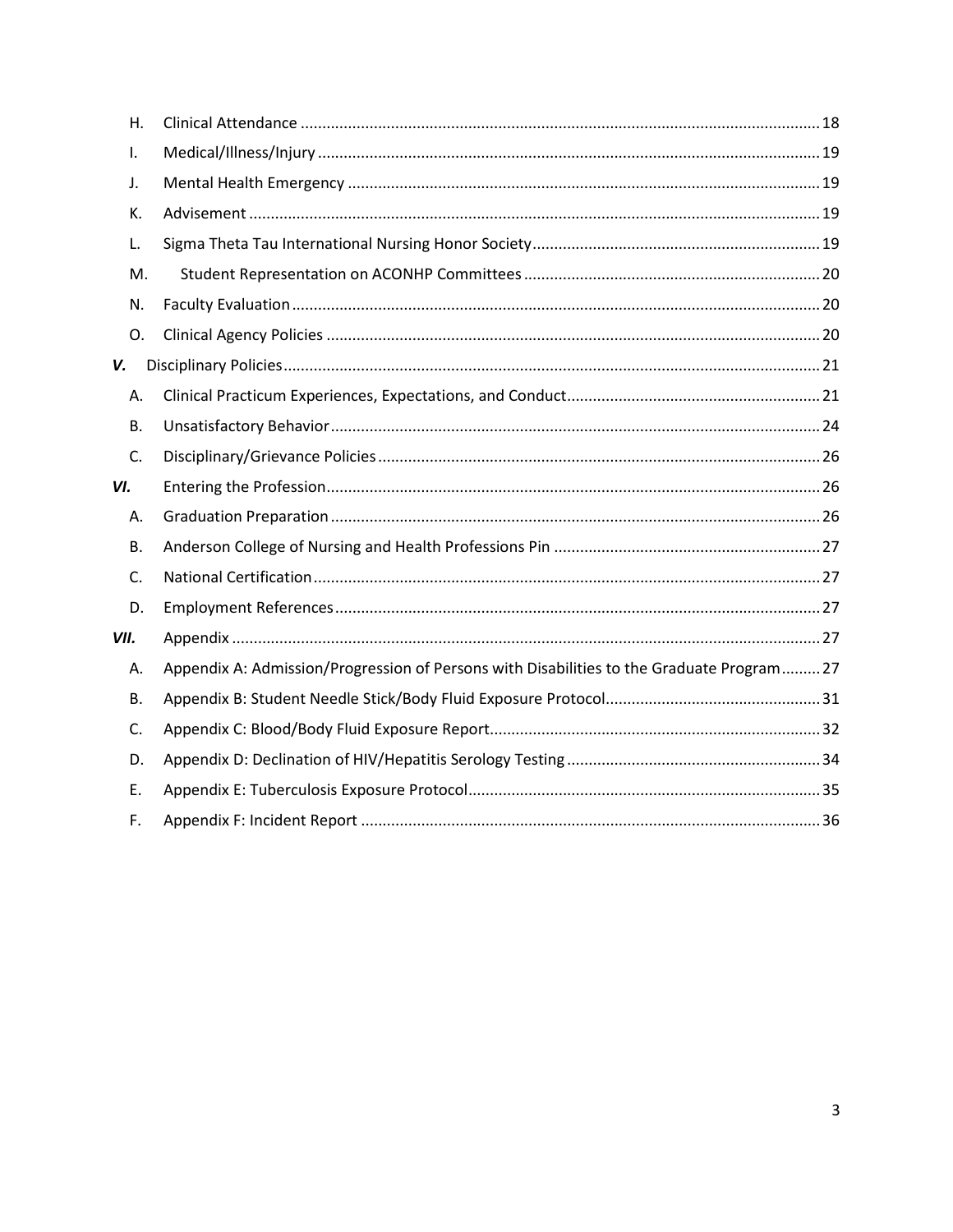H. Clinical Attendance ........................................................................................................................ 18

I. Medical/Illness/Injury .................................................................................................................... 19

J. Mental Health Emergency ............................................................................................................ 19

K. Advisement .................................................................................................................................... 19

L. Sigma Theta Tau International Nursing Honor Society .................................................................. 19

M. Student Representation on ACONHP Committees .................................................................... 20

N. Faculty Evaluation .......................................................................................................................... 20

O. Clinical Agency Policies .................................................................................................................. 20

***V.*** Disciplinary Policies ............................................................................................................................ 21

A. Clinical Practicum Experiences, Expectations, and Conduct ........................................................... 21

B. Unsatisfactory Behavior ................................................................................................................. 24

C. Disciplinary/Grievance Policies ...................................................................................................... 26

***VI.*** Entering the Profession .................................................................................................................. 26

A. Graduation Preparation ................................................................................................................. 26

B. Anderson College of Nursing and Health Professions Pin ............................................................. 27

C. National Certification ..................................................................................................................... 27

D. Employment References ................................................................................................................ 27

***VII.*** Appendix ........................................................................................................................................ 27

A. Appendix A: Admission/Progression of Persons with Disabilities to the Graduate Program ......... 27

B. Appendix B: Student Needle Stick/Body Fluid Exposure Protocol ................................................. 31

C. Appendix C: Blood/Body Fluid Exposure Report ............................................................................ 32

D. Appendix D: Declination of HIV/Hepatitis Serology Testing .......................................................... 34

E. Appendix E: Tuberculosis Exposure Protocol ................................................................................. 35

F. Appendix F: Incident Report .......................................................................................................... 36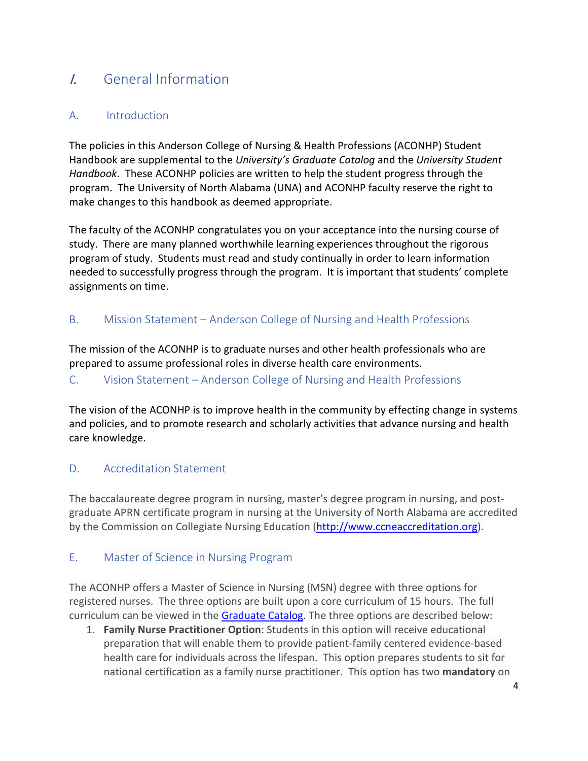# I. General Information

## A. Introduction

The policies in this Anderson College of Nursing & Health Professions (ACONHP) Student Handbook are supplemental to the *University's Graduate Catalog* and the *University Student Handbook*. These ACONHP policies are written to help the student progress through the program. The University of North Alabama (UNA) and ACONHP faculty reserve the right to make changes to this handbook as deemed appropriate.

The faculty of the ACONHP congratulates you on your acceptance into the nursing course of study. There are many planned worthwhile learning experiences throughout the rigorous program of study. Students must read and study continually in order to learn information needed to successfully progress through the program. It is important that students' complete assignments on time.

## B. Mission Statement – Anderson College of Nursing and Health Professions

The mission of the ACONHP is to graduate nurses and other health professionals who are prepared to assume professional roles in diverse health care environments.

## C. Vision Statement – Anderson College of Nursing and Health Professions

The vision of the ACONHP is to improve health in the community by effecting change in systems and policies, and to promote research and scholarly activities that advance nursing and health care knowledge.

## D. Accreditation Statement

The baccalaureate degree program in nursing, master's degree program in nursing, and post-graduate APRN certificate program in nursing at the University of North Alabama are accredited by the Commission on Collegiate Nursing Education (http://www.ccneaccreditation.org).

## E. Master of Science in Nursing Program

The ACONHP offers a Master of Science in Nursing (MSN) degree with three options for registered nurses. The three options are built upon a core curriculum of 15 hours. The full curriculum can be viewed in the Graduate Catalog. The three options are described below:

1. **Family Nurse Practitioner Option**: Students in this option will receive educational preparation that will enable them to provide patient-family centered evidence-based health care for individuals across the lifespan. This option prepares students to sit for national certification as a family nurse practitioner. This option has two **mandatory** on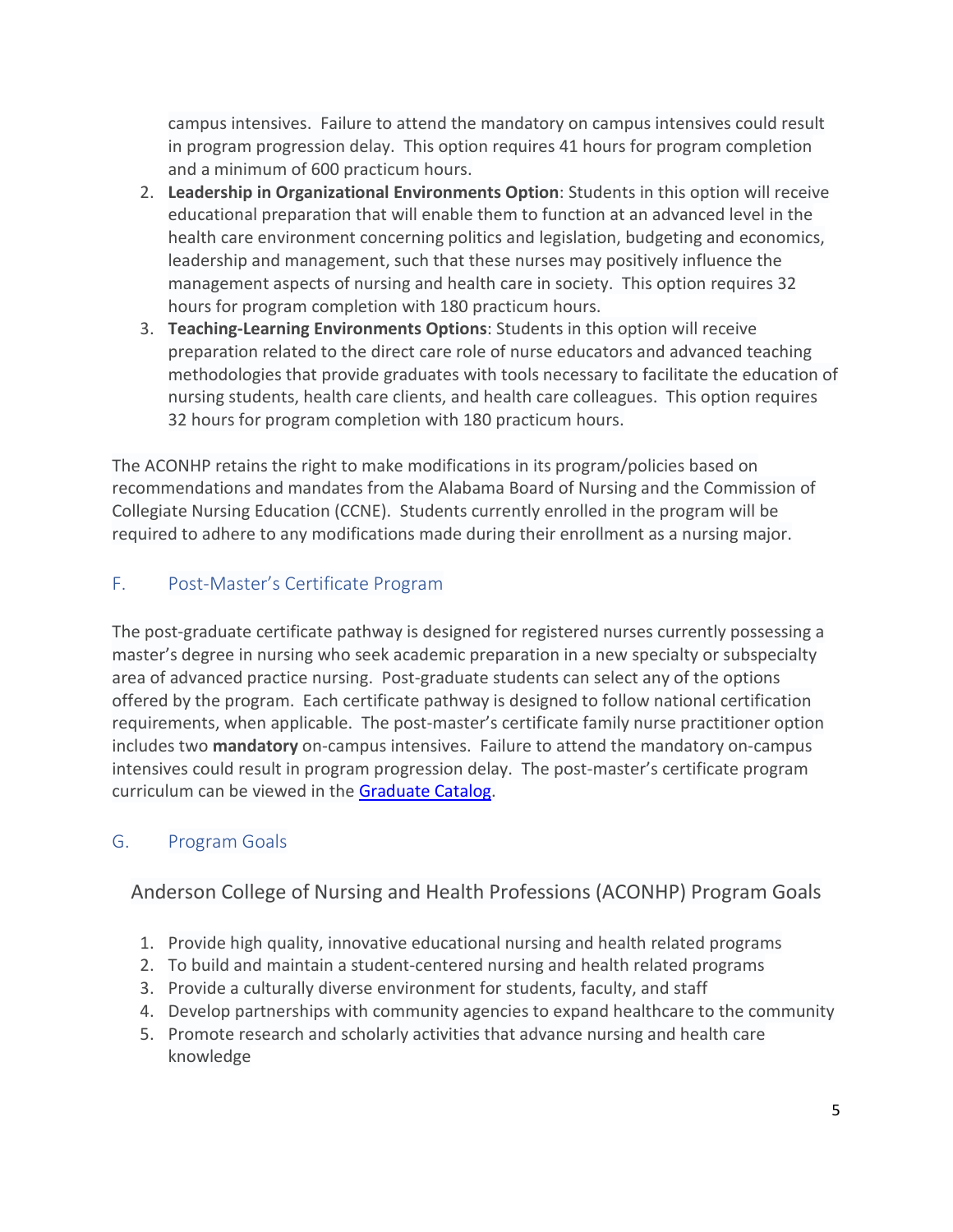campus intensives. Failure to attend the mandatory on campus intensives could result in program progression delay. This option requires 41 hours for program completion and a minimum of 600 practicum hours.

2. **Leadership in Organizational Environments Option**: Students in this option will receive educational preparation that will enable them to function at an advanced level in the health care environment concerning politics and legislation, budgeting and economics, leadership and management, such that these nurses may positively influence the management aspects of nursing and health care in society. This option requires 32 hours for program completion with 180 practicum hours.
3. **Teaching-Learning Environments Options**: Students in this option will receive preparation related to the direct care role of nurse educators and advanced teaching methodologies that provide graduates with tools necessary to facilitate the education of nursing students, health care clients, and health care colleagues. This option requires 32 hours for program completion with 180 practicum hours.

The ACONHP retains the right to make modifications in its program/policies based on recommendations and mandates from the Alabama Board of Nursing and the Commission of Collegiate Nursing Education (CCNE). Students currently enrolled in the program will be required to adhere to any modifications made during their enrollment as a nursing major.

## F. Post-Master's Certificate Program

The post-graduate certificate pathway is designed for registered nurses currently possessing a master's degree in nursing who seek academic preparation in a new specialty or subspecialty area of advanced practice nursing. Post-graduate students can select any of the options offered by the program. Each certificate pathway is designed to follow national certification requirements, when applicable. The post-master's certificate family nurse practitioner option includes two **mandatory** on-campus intensives. Failure to attend the mandatory on-campus intensives could result in program progression delay. The post-master's certificate program curriculum can be viewed in the [Graduate Catalog](Graduate Catalog).

## G. Program Goals

### Anderson College of Nursing and Health Professions (ACONHP) Program Goals

1. Provide high quality, innovative educational nursing and health related programs
2. To build and maintain a student-centered nursing and health related programs
3. Provide a culturally diverse environment for students, faculty, and staff
4. Develop partnerships with community agencies to expand healthcare to the community
5. Promote research and scholarly activities that advance nursing and health care knowledge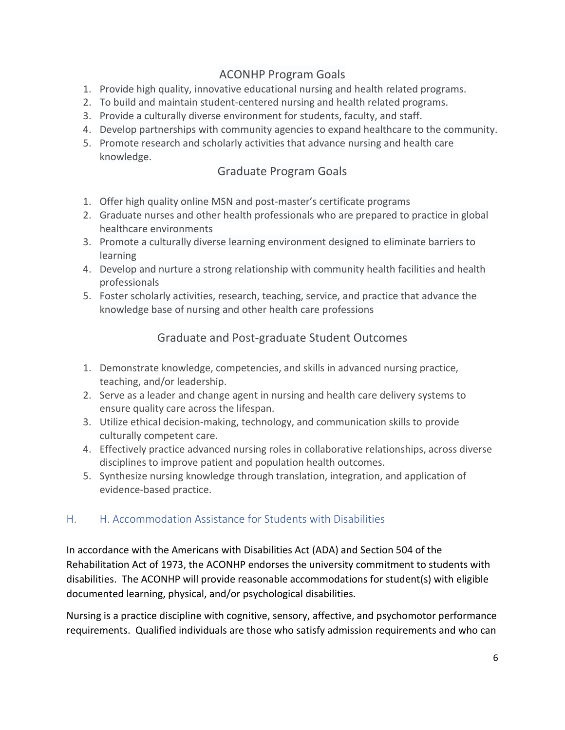## ACONHP Program Goals

1. Provide high quality, innovative educational nursing and health related programs.
2. To build and maintain student-centered nursing and health related programs.
3. Provide a culturally diverse environment for students, faculty, and staff.
4. Develop partnerships with community agencies to expand healthcare to the community.
5. Promote research and scholarly activities that advance nursing and health care knowledge.

## Graduate Program Goals

1. Offer high quality online MSN and post-master's certificate programs
2. Graduate nurses and other health professionals who are prepared to practice in global healthcare environments
3. Promote a culturally diverse learning environment designed to eliminate barriers to learning
4. Develop and nurture a strong relationship with community health facilities and health professionals
5. Foster scholarly activities, research, teaching, service, and practice that advance the knowledge base of nursing and other health care professions

## Graduate and Post-graduate Student Outcomes

1. Demonstrate knowledge, competencies, and skills in advanced nursing practice, teaching, and/or leadership.
2. Serve as a leader and change agent in nursing and health care delivery systems to ensure quality care across the lifespan.
3. Utilize ethical decision-making, technology, and communication skills to provide culturally competent care.
4. Effectively practice advanced nursing roles in collaborative relationships, across diverse disciplines to improve patient and population health outcomes.
5. Synthesize nursing knowledge through translation, integration, and application of evidence-based practice.

## H. H. Accommodation Assistance for Students with Disabilities

In accordance with the Americans with Disabilities Act (ADA) and Section 504 of the Rehabilitation Act of 1973, the ACONHP endorses the university commitment to students with disabilities. The ACONHP will provide reasonable accommodations for student(s) with eligible documented learning, physical, and/or psychological disabilities.

Nursing is a practice discipline with cognitive, sensory, affective, and psychomotor performance requirements. Qualified individuals are those who satisfy admission requirements and who can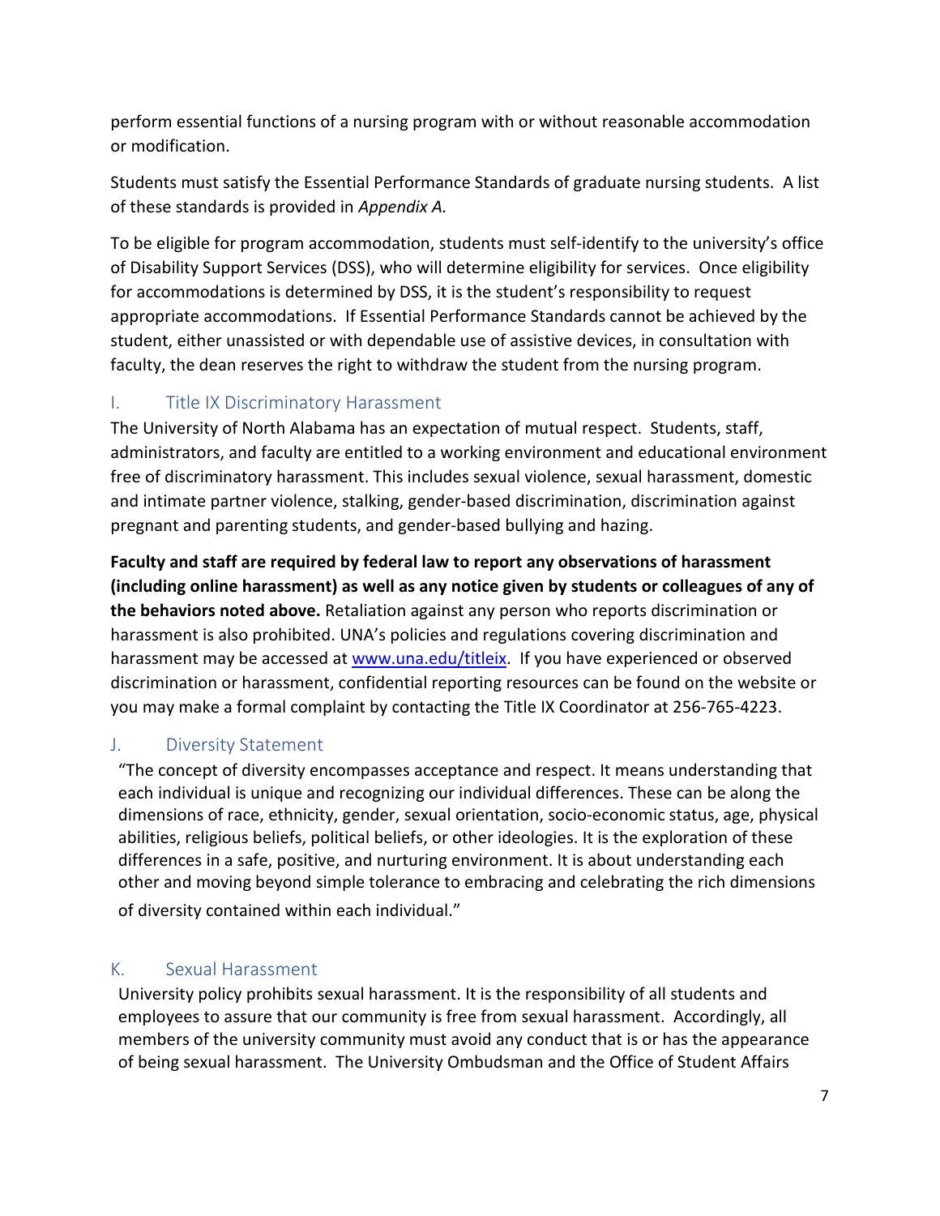perform essential functions of a nursing program with or without reasonable accommodation or modification.

Students must satisfy the Essential Performance Standards of graduate nursing students. A list of these standards is provided in *Appendix A.*

To be eligible for program accommodation, students must self-identify to the university's office of Disability Support Services (DSS), who will determine eligibility for services. Once eligibility for accommodations is determined by DSS, it is the student's responsibility to request appropriate accommodations. If Essential Performance Standards cannot be achieved by the student, either unassisted or with dependable use of assistive devices, in consultation with faculty, the dean reserves the right to withdraw the student from the nursing program.

## I. Title IX Discriminatory Harassment

The University of North Alabama has an expectation of mutual respect. Students, staff, administrators, and faculty are entitled to a working environment and educational environment free of discriminatory harassment. This includes sexual violence, sexual harassment, domestic and intimate partner violence, stalking, gender-based discrimination, discrimination against pregnant and parenting students, and gender-based bullying and hazing.

**Faculty and staff are required by federal law to report any observations of harassment (including online harassment) as well as any notice given by students or colleagues of any of the behaviors noted above.** Retaliation against any person who reports discrimination or harassment is also prohibited. UNA's policies and regulations covering discrimination and harassment may be accessed at [www.una.edu/titleix](www.una.edu/titleix). If you have experienced or observed discrimination or harassment, confidential reporting resources can be found on the website or you may make a formal complaint by contacting the Title IX Coordinator at 256-765-4223.

## J. Diversity Statement

"The concept of diversity encompasses acceptance and respect. It means understanding that each individual is unique and recognizing our individual differences. These can be along the dimensions of race, ethnicity, gender, sexual orientation, socio-economic status, age, physical abilities, religious beliefs, political beliefs, or other ideologies. It is the exploration of these differences in a safe, positive, and nurturing environment. It is about understanding each other and moving beyond simple tolerance to embracing and celebrating the rich dimensions of diversity contained within each individual."

## K. Sexual Harassment

University policy prohibits sexual harassment. It is the responsibility of all students and employees to assure that our community is free from sexual harassment. Accordingly, all members of the university community must avoid any conduct that is or has the appearance of being sexual harassment. The University Ombudsman and the Office of Student Affairs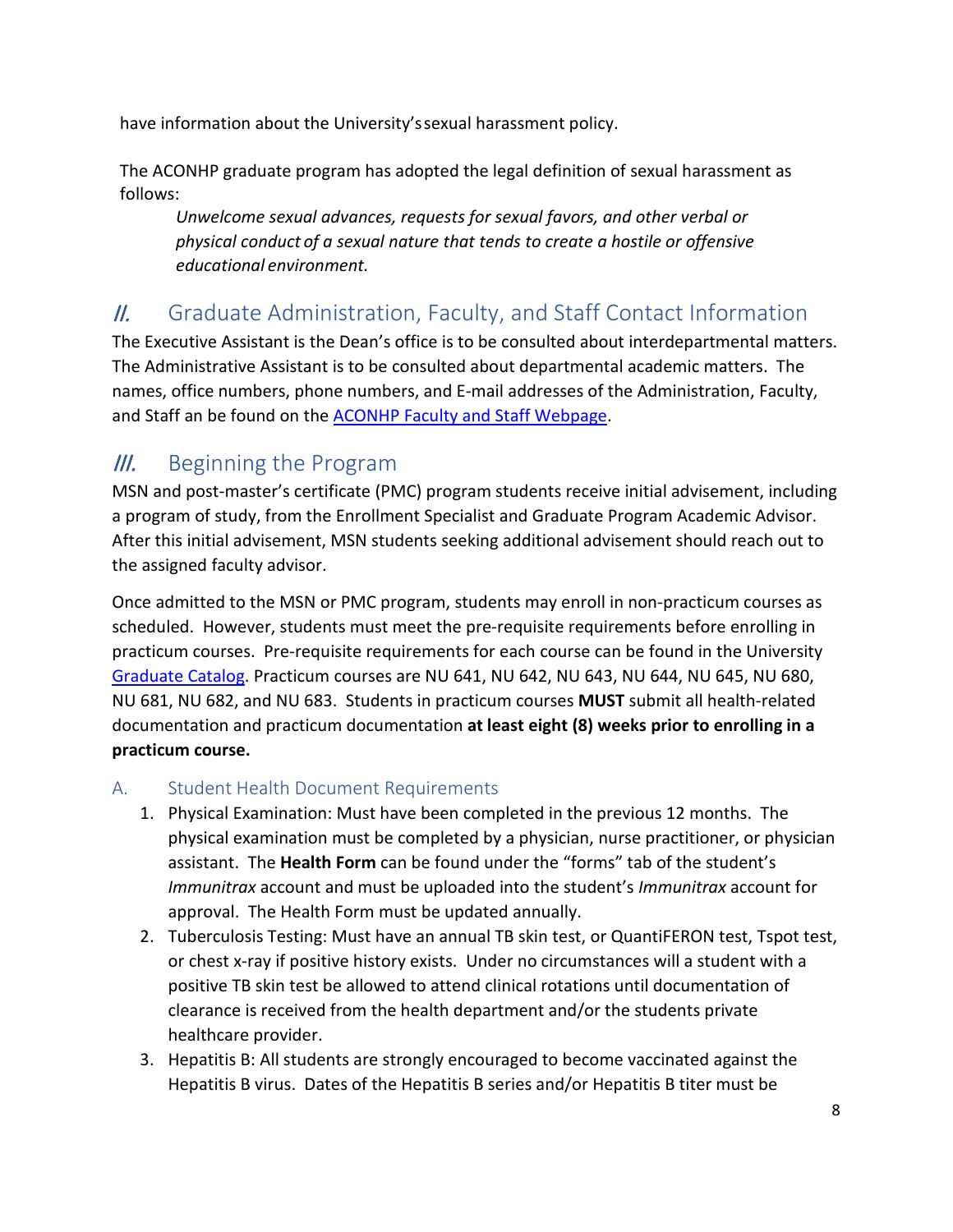have information about the University's sexual harassment policy.

The ACONHP graduate program has adopted the legal definition of sexual harassment as follows:

> *Unwelcome sexual advances, requests for sexual favors, and other verbal or physical conduct of a sexual nature that tends to create a hostile or offensive educational environment.*

## II. Graduate Administration, Faculty, and Staff Contact Information

The Executive Assistant is the Dean's office is to be consulted about interdepartmental matters. The Administrative Assistant is to be consulted about departmental academic matters. The names, office numbers, phone numbers, and E-mail addresses of the Administration, Faculty, and Staff an be found on the ACONHP Faculty and Staff Webpage.

## III. Beginning the Program

MSN and post-master's certificate (PMC) program students receive initial advisement, including a program of study, from the Enrollment Specialist and Graduate Program Academic Advisor. After this initial advisement, MSN students seeking additional advisement should reach out to the assigned faculty advisor.

Once admitted to the MSN or PMC program, students may enroll in non-practicum courses as scheduled. However, students must meet the pre-requisite requirements before enrolling in practicum courses. Pre-requisite requirements for each course can be found in the University Graduate Catalog. Practicum courses are NU 641, NU 642, NU 643, NU 644, NU 645, NU 680, NU 681, NU 682, and NU 683. Students in practicum courses **MUST** submit all health-related documentation and practicum documentation **at least eight (8) weeks prior to enrolling in a practicum course.**

### A. Student Health Document Requirements

1. Physical Examination: Must have been completed in the previous 12 months. The physical examination must be completed by a physician, nurse practitioner, or physician assistant. The **Health Form** can be found under the "forms" tab of the student's *Immunitrax* account and must be uploaded into the student's *Immunitrax* account for approval. The Health Form must be updated annually.
2. Tuberculosis Testing: Must have an annual TB skin test, or QuantiFERON test, Tspot test, or chest x-ray if positive history exists. Under no circumstances will a student with a positive TB skin test be allowed to attend clinical rotations until documentation of clearance is received from the health department and/or the students private healthcare provider.
3. Hepatitis B: All students are strongly encouraged to become vaccinated against the Hepatitis B virus. Dates of the Hepatitis B series and/or Hepatitis B titer must be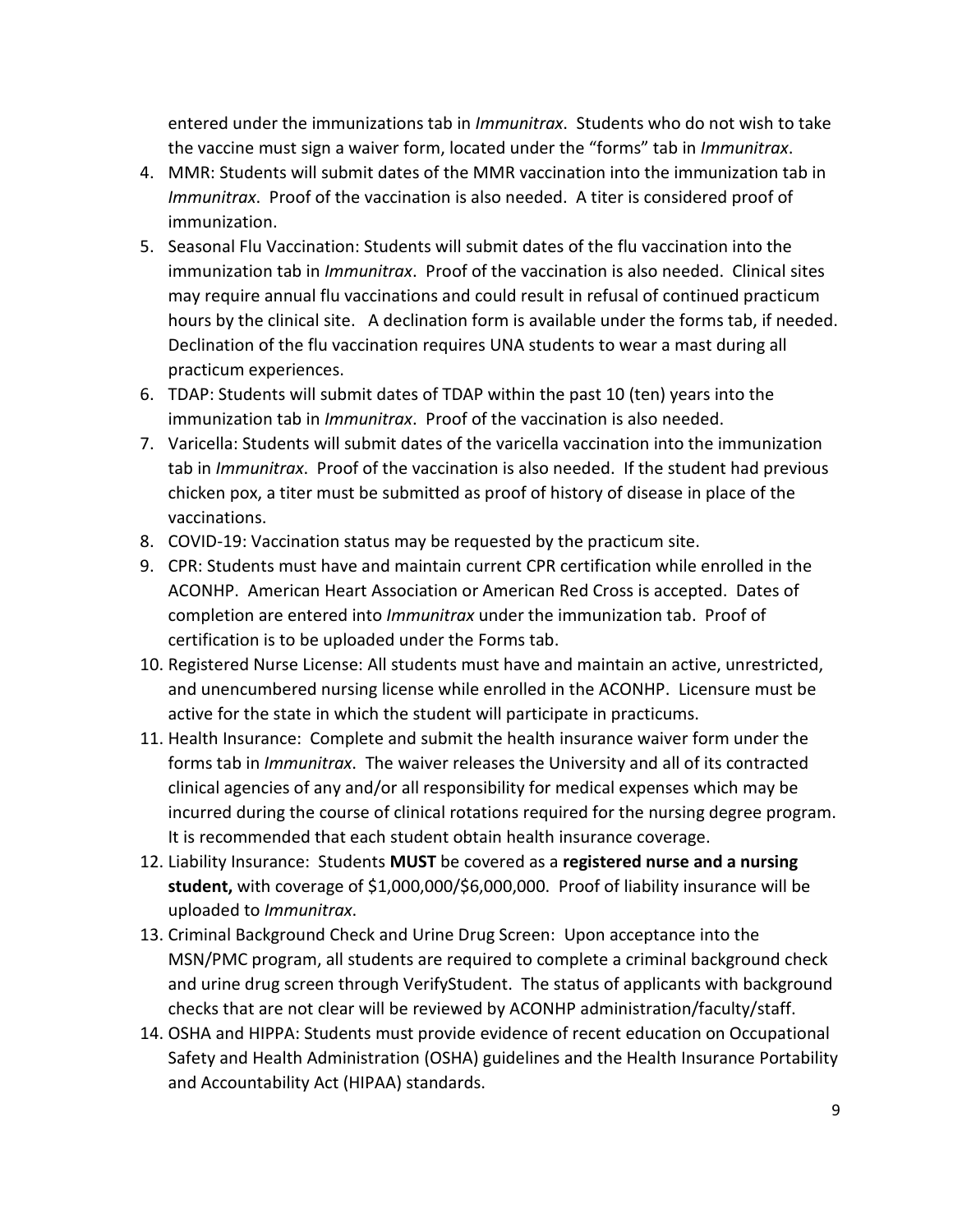entered under the immunizations tab in *Immunitrax*. Students who do not wish to take the vaccine must sign a waiver form, located under the "forms" tab in *Immunitrax*.

4. MMR: Students will submit dates of the MMR vaccination into the immunization tab in *Immunitrax*. Proof of the vaccination is also needed. A titer is considered proof of immunization.
5. Seasonal Flu Vaccination: Students will submit dates of the flu vaccination into the immunization tab in *Immunitrax*. Proof of the vaccination is also needed. Clinical sites may require annual flu vaccinations and could result in refusal of continued practicum hours by the clinical site. A declination form is available under the forms tab, if needed. Declination of the flu vaccination requires UNA students to wear a mast during all practicum experiences.
6. TDAP: Students will submit dates of TDAP within the past 10 (ten) years into the immunization tab in *Immunitrax*. Proof of the vaccination is also needed.
7. Varicella: Students will submit dates of the varicella vaccination into the immunization tab in *Immunitrax*. Proof of the vaccination is also needed. If the student had previous chicken pox, a titer must be submitted as proof of history of disease in place of the vaccinations.
8. COVID-19: Vaccination status may be requested by the practicum site.
9. CPR: Students must have and maintain current CPR certification while enrolled in the ACONHP. American Heart Association or American Red Cross is accepted. Dates of completion are entered into *Immunitrax* under the immunization tab. Proof of certification is to be uploaded under the Forms tab.
10. Registered Nurse License: All students must have and maintain an active, unrestricted, and unencumbered nursing license while enrolled in the ACONHP. Licensure must be active for the state in which the student will participate in practicums.
11. Health Insurance: Complete and submit the health insurance waiver form under the forms tab in *Immunitrax*. The waiver releases the University and all of its contracted clinical agencies of any and/or all responsibility for medical expenses which may be incurred during the course of clinical rotations required for the nursing degree program. It is recommended that each student obtain health insurance coverage.
12. Liability Insurance: Students **MUST** be covered as a **registered nurse and a nursing student,** with coverage of $1,000,000/$6,000,000. Proof of liability insurance will be uploaded to *Immunitrax*.
13. Criminal Background Check and Urine Drug Screen: Upon acceptance into the MSN/PMC program, all students are required to complete a criminal background check and urine drug screen through VerifyStudent. The status of applicants with background checks that are not clear will be reviewed by ACONHP administration/faculty/staff.
14. OSHA and HIPPA: Students must provide evidence of recent education on Occupational Safety and Health Administration (OSHA) guidelines and the Health Insurance Portability and Accountability Act (HIPAA) standards.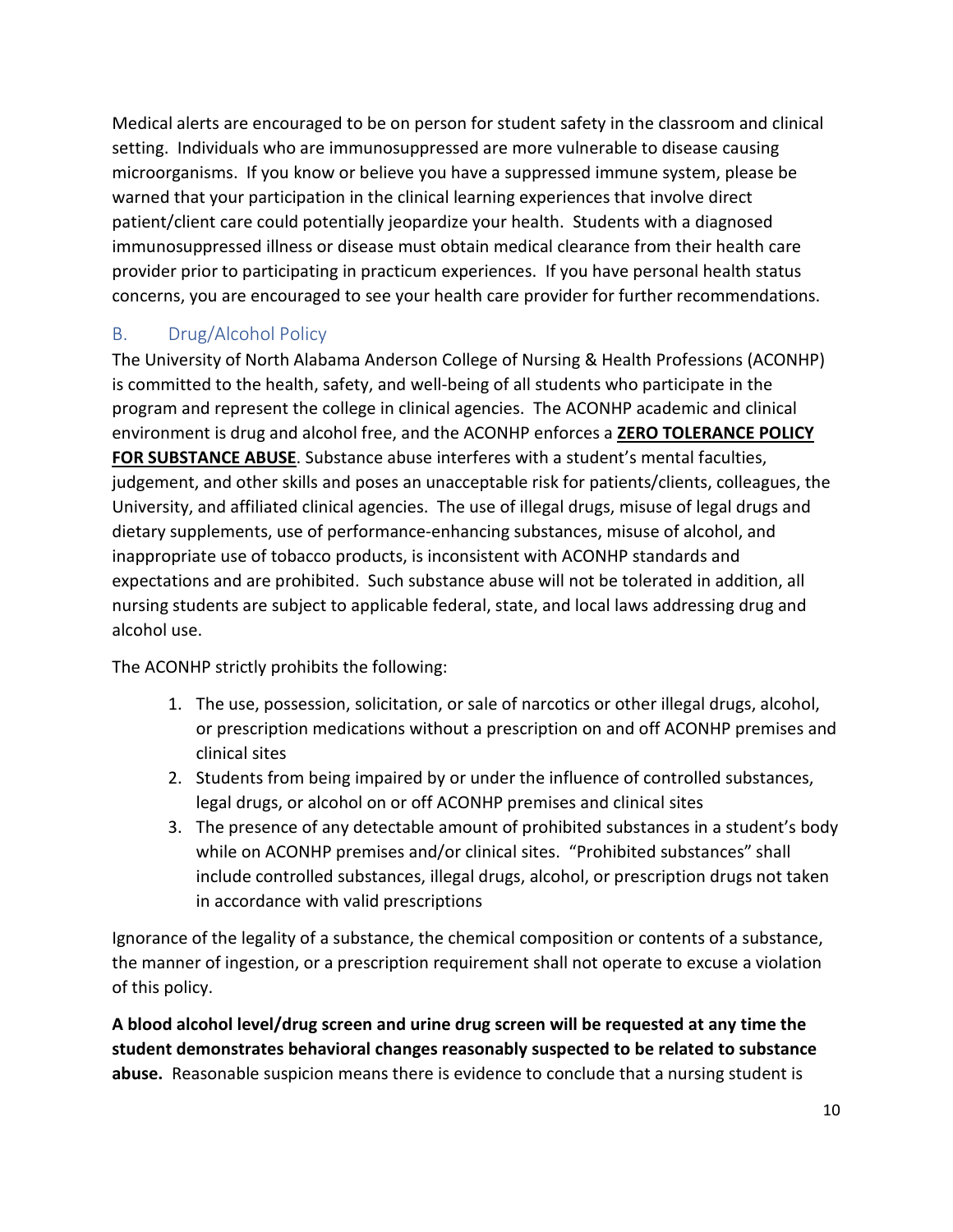Medical alerts are encouraged to be on person for student safety in the classroom and clinical setting. Individuals who are immunosuppressed are more vulnerable to disease causing microorganisms. If you know or believe you have a suppressed immune system, please be warned that your participation in the clinical learning experiences that involve direct patient/client care could potentially jeopardize your health. Students with a diagnosed immunosuppressed illness or disease must obtain medical clearance from their health care provider prior to participating in practicum experiences. If you have personal health status concerns, you are encouraged to see your health care provider for further recommendations.

## B. Drug/Alcohol Policy

The University of North Alabama Anderson College of Nursing & Health Professions (ACONHP) is committed to the health, safety, and well-being of all students who participate in the program and represent the college in clinical agencies. The ACONHP academic and clinical environment is drug and alcohol free, and the ACONHP enforces a <u>**ZERO TOLERANCE POLICY FOR SUBSTANCE ABUSE**</u>. Substance abuse interferes with a student's mental faculties, judgement, and other skills and poses an unacceptable risk for patients/clients, colleagues, the University, and affiliated clinical agencies. The use of illegal drugs, misuse of legal drugs and dietary supplements, use of performance-enhancing substances, misuse of alcohol, and inappropriate use of tobacco products, is inconsistent with ACONHP standards and expectations and are prohibited. Such substance abuse will not be tolerated in addition, all nursing students are subject to applicable federal, state, and local laws addressing drug and alcohol use.

The ACONHP strictly prohibits the following:

1. The use, possession, solicitation, or sale of narcotics or other illegal drugs, alcohol, or prescription medications without a prescription on and off ACONHP premises and clinical sites
2. Students from being impaired by or under the influence of controlled substances, legal drugs, or alcohol on or off ACONHP premises and clinical sites
3. The presence of any detectable amount of prohibited substances in a student's body while on ACONHP premises and/or clinical sites. "Prohibited substances" shall include controlled substances, illegal drugs, alcohol, or prescription drugs not taken in accordance with valid prescriptions

Ignorance of the legality of a substance, the chemical composition or contents of a substance, the manner of ingestion, or a prescription requirement shall not operate to excuse a violation of this policy.

**A blood alcohol level/drug screen and urine drug screen will be requested at any time the student demonstrates behavioral changes reasonably suspected to be related to substance abuse.** Reasonable suspicion means there is evidence to conclude that a nursing student is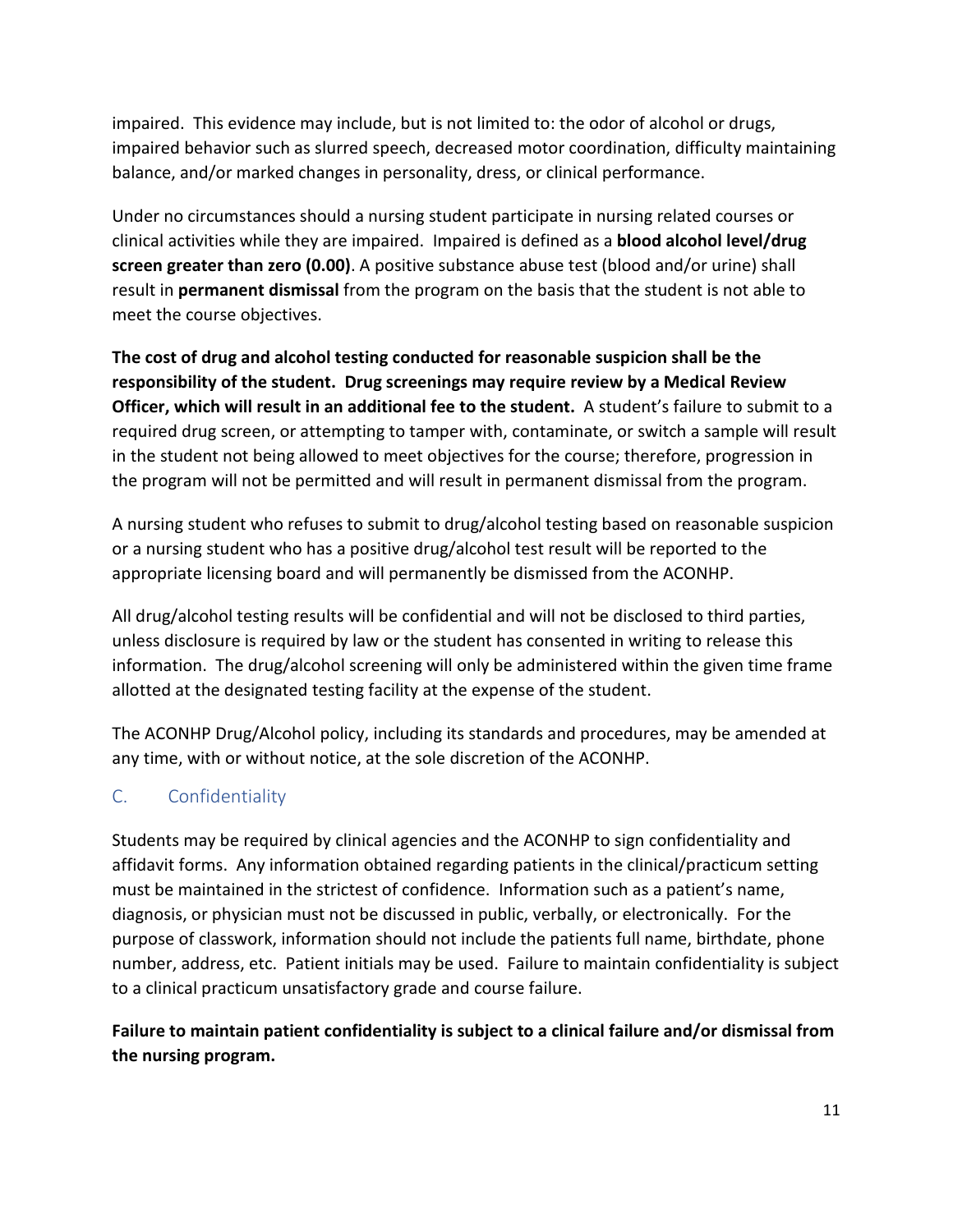impaired. This evidence may include, but is not limited to: the odor of alcohol or drugs, impaired behavior such as slurred speech, decreased motor coordination, difficulty maintaining balance, and/or marked changes in personality, dress, or clinical performance.

Under no circumstances should a nursing student participate in nursing related courses or clinical activities while they are impaired. Impaired is defined as a **blood alcohol level/drug screen greater than zero (0.00)**. A positive substance abuse test (blood and/or urine) shall result in **permanent dismissal** from the program on the basis that the student is not able to meet the course objectives.

**The cost of drug and alcohol testing conducted for reasonable suspicion shall be the responsibility of the student. Drug screenings may require review by a Medical Review Officer, which will result in an additional fee to the student.** A student's failure to submit to a required drug screen, or attempting to tamper with, contaminate, or switch a sample will result in the student not being allowed to meet objectives for the course; therefore, progression in the program will not be permitted and will result in permanent dismissal from the program.

A nursing student who refuses to submit to drug/alcohol testing based on reasonable suspicion or a nursing student who has a positive drug/alcohol test result will be reported to the appropriate licensing board and will permanently be dismissed from the ACONHP.

All drug/alcohol testing results will be confidential and will not be disclosed to third parties, unless disclosure is required by law or the student has consented in writing to release this information. The drug/alcohol screening will only be administered within the given time frame allotted at the designated testing facility at the expense of the student.

The ACONHP Drug/Alcohol policy, including its standards and procedures, may be amended at any time, with or without notice, at the sole discretion of the ACONHP.

## C. Confidentiality

Students may be required by clinical agencies and the ACONHP to sign confidentiality and affidavit forms. Any information obtained regarding patients in the clinical/practicum setting must be maintained in the strictest of confidence. Information such as a patient's name, diagnosis, or physician must not be discussed in public, verbally, or electronically. For the purpose of classwork, information should not include the patients full name, birthdate, phone number, address, etc. Patient initials may be used. Failure to maintain confidentiality is subject to a clinical practicum unsatisfactory grade and course failure.

**Failure to maintain patient confidentiality is subject to a clinical failure and/or dismissal from the nursing program.**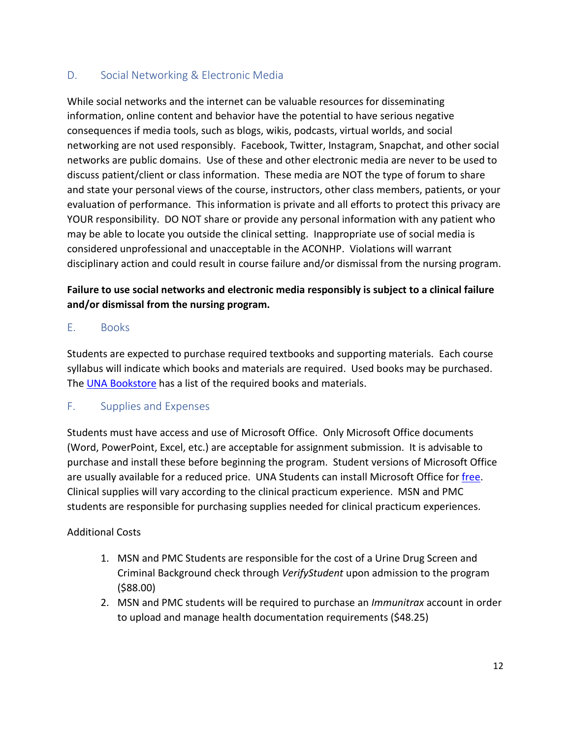## D. Social Networking & Electronic Media

While social networks and the internet can be valuable resources for disseminating information, online content and behavior have the potential to have serious negative consequences if media tools, such as blogs, wikis, podcasts, virtual worlds, and social networking are not used responsibly. Facebook, Twitter, Instagram, Snapchat, and other social networks are public domains. Use of these and other electronic media are never to be used to discuss patient/client or class information. These media are NOT the type of forum to share and state your personal views of the course, instructors, other class members, patients, or your evaluation of performance. This information is private and all efforts to protect this privacy are YOUR responsibility. DO NOT share or provide any personal information with any patient who may be able to locate you outside the clinical setting. Inappropriate use of social media is considered unprofessional and unacceptable in the ACONHP. Violations will warrant disciplinary action and could result in course failure and/or dismissal from the nursing program.

**Failure to use social networks and electronic media responsibly is subject to a clinical failure and/or dismissal from the nursing program.**

## E. Books

Students are expected to purchase required textbooks and supporting materials. Each course syllabus will indicate which books and materials are required. Used books may be purchased. The UNA Bookstore has a list of the required books and materials.

## F. Supplies and Expenses

Students must have access and use of Microsoft Office. Only Microsoft Office documents (Word, PowerPoint, Excel, etc.) are acceptable for assignment submission. It is advisable to purchase and install these before beginning the program. Student versions of Microsoft Office are usually available for a reduced price. UNA Students can install Microsoft Office for free. Clinical supplies will vary according to the clinical practicum experience. MSN and PMC students are responsible for purchasing supplies needed for clinical practicum experiences.

Additional Costs

1. MSN and PMC Students are responsible for the cost of a Urine Drug Screen and Criminal Background check through *VerifyStudent* upon admission to the program ($88.00)
2. MSN and PMC students will be required to purchase an *Immunitrax* account in order to upload and manage health documentation requirements ($48.25)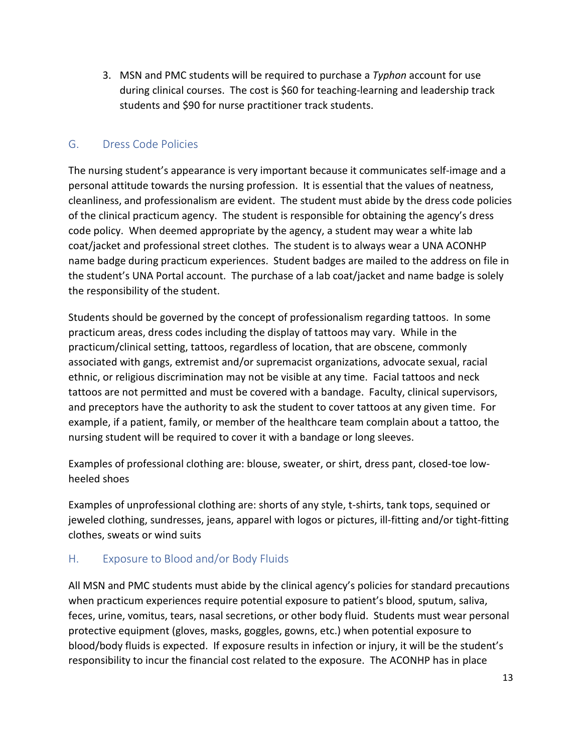3. MSN and PMC students will be required to purchase a *Typhon* account for use during clinical courses. The cost is $60 for teaching-learning and leadership track students and $90 for nurse practitioner track students.

## G. Dress Code Policies

The nursing student's appearance is very important because it communicates self-image and a personal attitude towards the nursing profession. It is essential that the values of neatness, cleanliness, and professionalism are evident. The student must abide by the dress code policies of the clinical practicum agency. The student is responsible for obtaining the agency's dress code policy. When deemed appropriate by the agency, a student may wear a white lab coat/jacket and professional street clothes. The student is to always wear a UNA ACONHP name badge during practicum experiences. Student badges are mailed to the address on file in the student's UNA Portal account. The purchase of a lab coat/jacket and name badge is solely the responsibility of the student.

Students should be governed by the concept of professionalism regarding tattoos. In some practicum areas, dress codes including the display of tattoos may vary. While in the practicum/clinical setting, tattoos, regardless of location, that are obscene, commonly associated with gangs, extremist and/or supremacist organizations, advocate sexual, racial ethnic, or religious discrimination may not be visible at any time. Facial tattoos and neck tattoos are not permitted and must be covered with a bandage. Faculty, clinical supervisors, and preceptors have the authority to ask the student to cover tattoos at any given time. For example, if a patient, family, or member of the healthcare team complain about a tattoo, the nursing student will be required to cover it with a bandage or long sleeves.

Examples of professional clothing are: blouse, sweater, or shirt, dress pant, closed-toe low-heeled shoes

Examples of unprofessional clothing are: shorts of any style, t-shirts, tank tops, sequined or jeweled clothing, sundresses, jeans, apparel with logos or pictures, ill-fitting and/or tight-fitting clothes, sweats or wind suits

## H. Exposure to Blood and/or Body Fluids

All MSN and PMC students must abide by the clinical agency's policies for standard precautions when practicum experiences require potential exposure to patient's blood, sputum, saliva, feces, urine, vomitus, tears, nasal secretions, or other body fluid. Students must wear personal protective equipment (gloves, masks, goggles, gowns, etc.) when potential exposure to blood/body fluids is expected. If exposure results in infection or injury, it will be the student's responsibility to incur the financial cost related to the exposure. The ACONHP has in place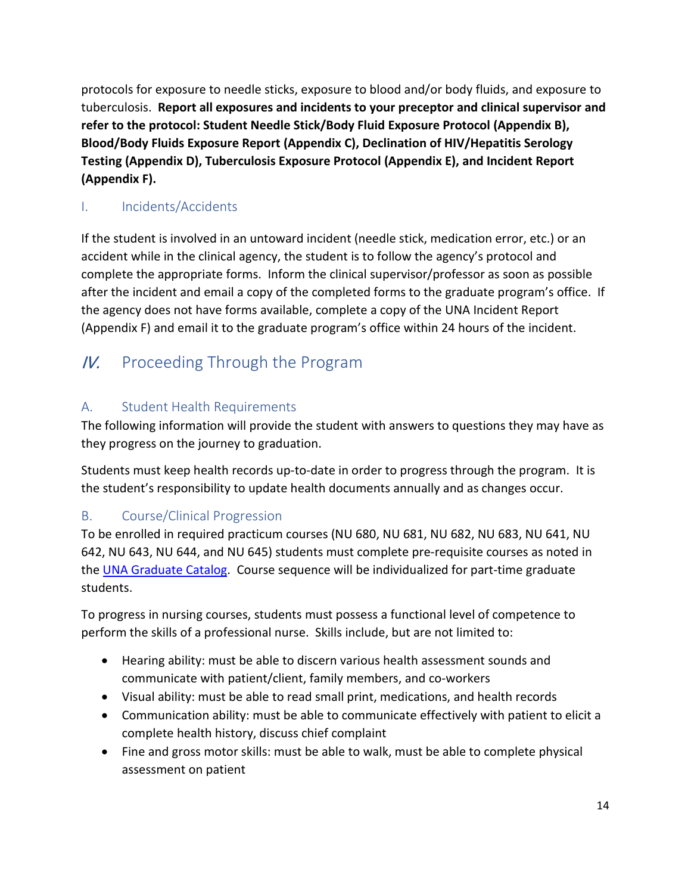protocols for exposure to needle sticks, exposure to blood and/or body fluids, and exposure to tuberculosis. **Report all exposures and incidents to your preceptor and clinical supervisor and refer to the protocol: Student Needle Stick/Body Fluid Exposure Protocol (Appendix B), Blood/Body Fluids Exposure Report (Appendix C), Declination of HIV/Hepatitis Serology Testing (Appendix D), Tuberculosis Exposure Protocol (Appendix E), and Incident Report (Appendix F).**

### I. Incidents/Accidents

If the student is involved in an untoward incident (needle stick, medication error, etc.) or an accident while in the clinical agency, the student is to follow the agency's protocol and complete the appropriate forms. Inform the clinical supervisor/professor as soon as possible after the incident and email a copy of the completed forms to the graduate program's office. If the agency does not have forms available, complete a copy of the UNA Incident Report (Appendix F) and email it to the graduate program's office within 24 hours of the incident.

## IV. Proceeding Through the Program

### A. Student Health Requirements

The following information will provide the student with answers to questions they may have as they progress on the journey to graduation.

Students must keep health records up-to-date in order to progress through the program. It is the student's responsibility to update health documents annually and as changes occur.

### B. Course/Clinical Progression

To be enrolled in required practicum courses (NU 680, NU 681, NU 682, NU 683, NU 641, NU 642, NU 643, NU 644, and NU 645) students must complete pre-requisite courses as noted in the UNA Graduate Catalog. Course sequence will be individualized for part-time graduate students.

To progress in nursing courses, students must possess a functional level of competence to perform the skills of a professional nurse. Skills include, but are not limited to:

- Hearing ability: must be able to discern various health assessment sounds and communicate with patient/client, family members, and co-workers
- Visual ability: must be able to read small print, medications, and health records
- Communication ability: must be able to communicate effectively with patient to elicit a complete health history, discuss chief complaint
- Fine and gross motor skills: must be able to walk, must be able to complete physical assessment on patient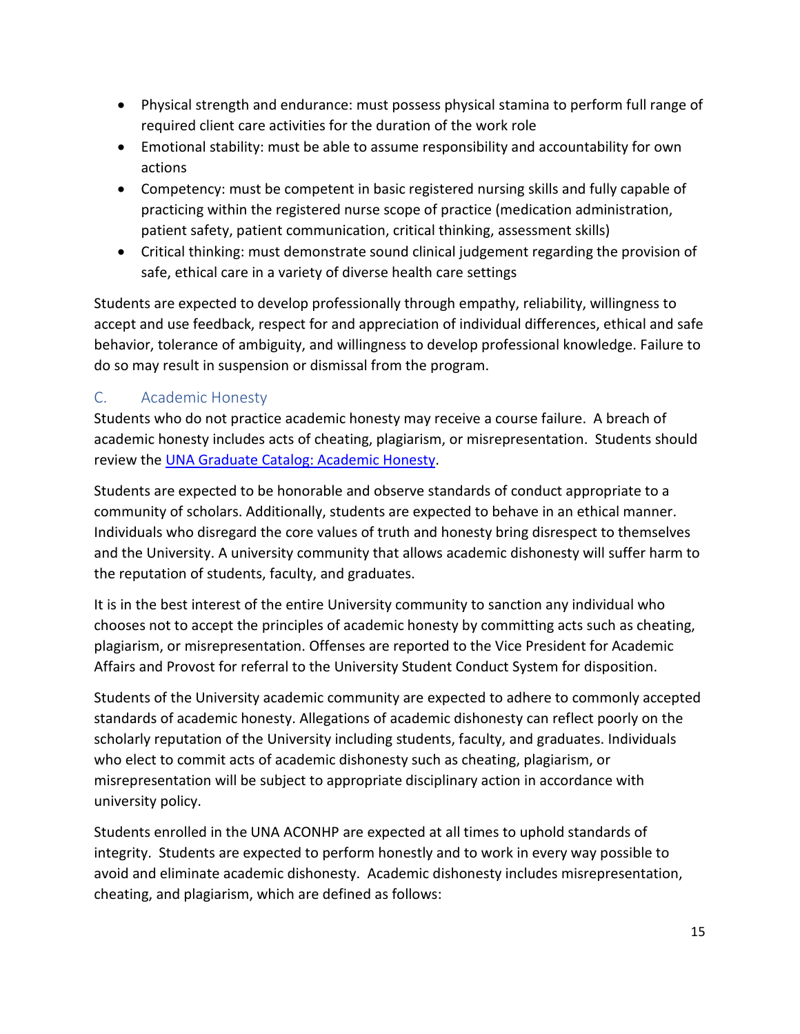- Physical strength and endurance: must possess physical stamina to perform full range of required client care activities for the duration of the work role
- Emotional stability: must be able to assume responsibility and accountability for own actions
- Competency: must be competent in basic registered nursing skills and fully capable of practicing within the registered nurse scope of practice (medication administration, patient safety, patient communication, critical thinking, assessment skills)
- Critical thinking: must demonstrate sound clinical judgement regarding the provision of safe, ethical care in a variety of diverse health care settings

Students are expected to develop professionally through empathy, reliability, willingness to accept and use feedback, respect for and appreciation of individual differences, ethical and safe behavior, tolerance of ambiguity, and willingness to develop professional knowledge. Failure to do so may result in suspension or dismissal from the program.

### C. Academic Honesty

Students who do not practice academic honesty may receive a course failure. A breach of academic honesty includes acts of cheating, plagiarism, or misrepresentation. Students should review the [UNA Graduate Catalog: Academic Honesty](UNA Graduate Catalog: Academic Honesty).

Students are expected to be honorable and observe standards of conduct appropriate to a community of scholars. Additionally, students are expected to behave in an ethical manner. Individuals who disregard the core values of truth and honesty bring disrespect to themselves and the University. A university community that allows academic dishonesty will suffer harm to the reputation of students, faculty, and graduates.

It is in the best interest of the entire University community to sanction any individual who chooses not to accept the principles of academic honesty by committing acts such as cheating, plagiarism, or misrepresentation. Offenses are reported to the Vice President for Academic Affairs and Provost for referral to the University Student Conduct System for disposition.

Students of the University academic community are expected to adhere to commonly accepted standards of academic honesty. Allegations of academic dishonesty can reflect poorly on the scholarly reputation of the University including students, faculty, and graduates. Individuals who elect to commit acts of academic dishonesty such as cheating, plagiarism, or misrepresentation will be subject to appropriate disciplinary action in accordance with university policy.

Students enrolled in the UNA ACONHP are expected at all times to uphold standards of integrity. Students are expected to perform honestly and to work in every way possible to avoid and eliminate academic dishonesty. Academic dishonesty includes misrepresentation, cheating, and plagiarism, which are defined as follows: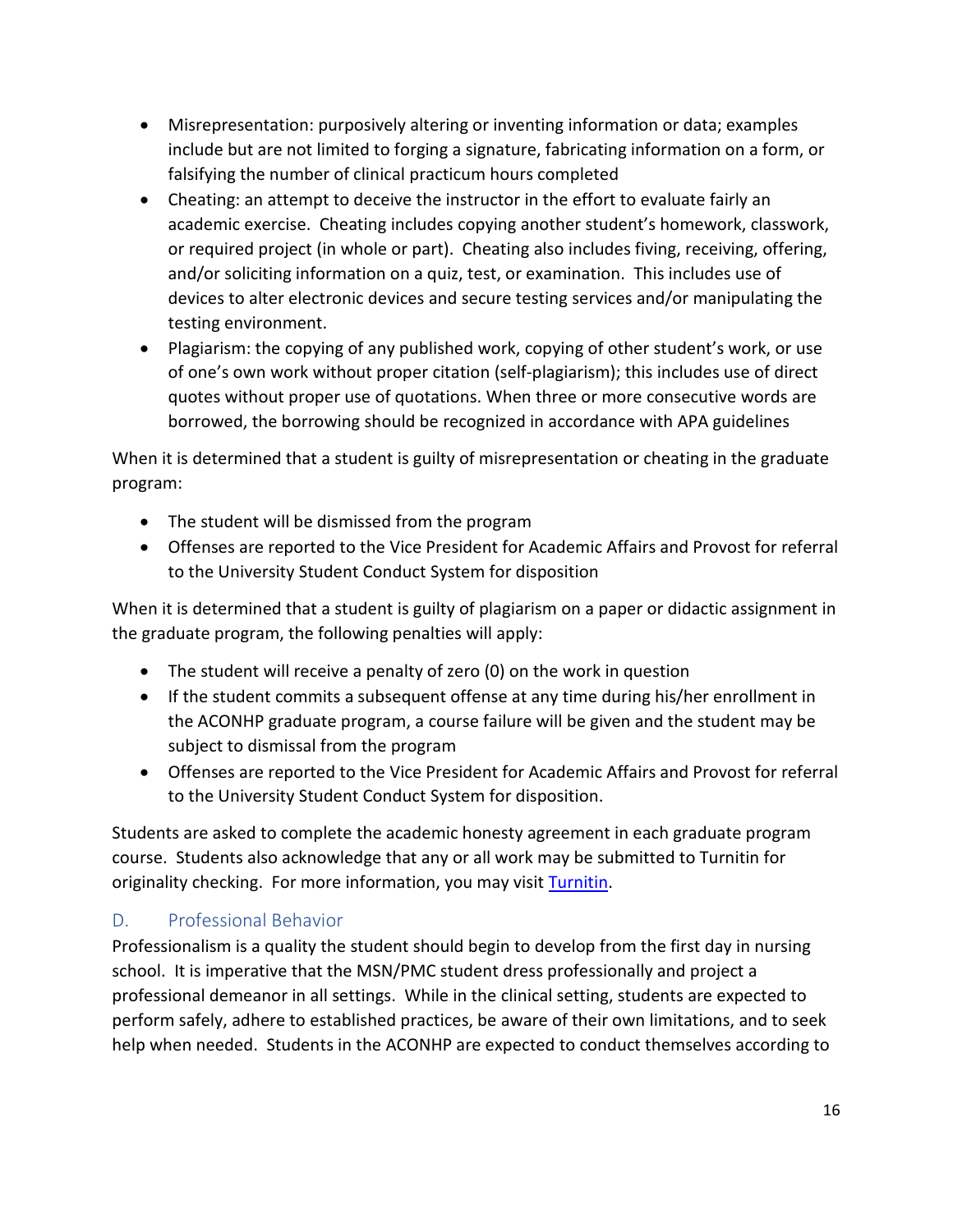- Misrepresentation: purposively altering or inventing information or data; examples include but are not limited to forging a signature, fabricating information on a form, or falsifying the number of clinical practicum hours completed
- Cheating: an attempt to deceive the instructor in the effort to evaluate fairly an academic exercise. Cheating includes copying another student's homework, classwork, or required project (in whole or part). Cheating also includes fiving, receiving, offering, and/or soliciting information on a quiz, test, or examination. This includes use of devices to alter electronic devices and secure testing services and/or manipulating the testing environment.
- Plagiarism: the copying of any published work, copying of other student's work, or use of one's own work without proper citation (self-plagiarism); this includes use of direct quotes without proper use of quotations. When three or more consecutive words are borrowed, the borrowing should be recognized in accordance with APA guidelines

When it is determined that a student is guilty of misrepresentation or cheating in the graduate program:

- The student will be dismissed from the program
- Offenses are reported to the Vice President for Academic Affairs and Provost for referral to the University Student Conduct System for disposition

When it is determined that a student is guilty of plagiarism on a paper or didactic assignment in the graduate program, the following penalties will apply:

- The student will receive a penalty of zero (0) on the work in question
- If the student commits a subsequent offense at any time during his/her enrollment in the ACONHP graduate program, a course failure will be given and the student may be subject to dismissal from the program
- Offenses are reported to the Vice President for Academic Affairs and Provost for referral to the University Student Conduct System for disposition.

Students are asked to complete the academic honesty agreement in each graduate program course. Students also acknowledge that any or all work may be submitted to Turnitin for originality checking. For more information, you may visit Turnitin.

## D. Professional Behavior

Professionalism is a quality the student should begin to develop from the first day in nursing school. It is imperative that the MSN/PMC student dress professionally and project a professional demeanor in all settings. While in the clinical setting, students are expected to perform safely, adhere to established practices, be aware of their own limitations, and to seek help when needed. Students in the ACONHP are expected to conduct themselves according to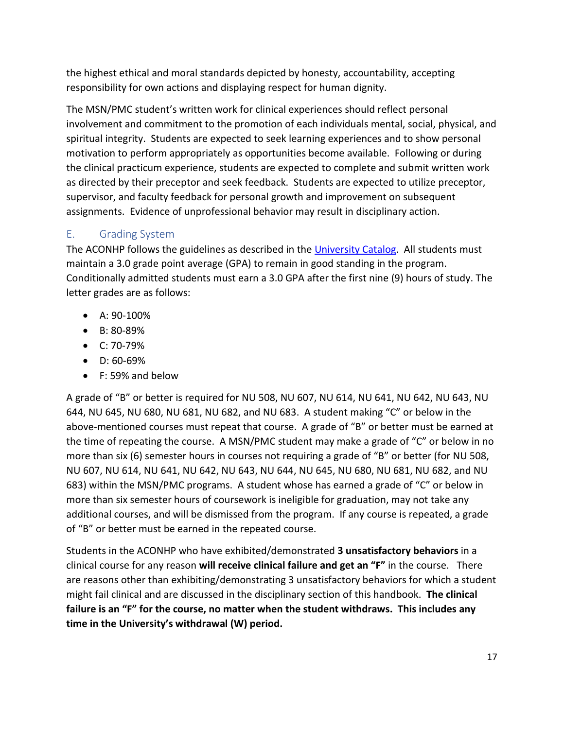the highest ethical and moral standards depicted by honesty, accountability, accepting responsibility for own actions and displaying respect for human dignity.

The MSN/PMC student's written work for clinical experiences should reflect personal involvement and commitment to the promotion of each individuals mental, social, physical, and spiritual integrity. Students are expected to seek learning experiences and to show personal motivation to perform appropriately as opportunities become available. Following or during the clinical practicum experience, students are expected to complete and submit written work as directed by their preceptor and seek feedback. Students are expected to utilize preceptor, supervisor, and faculty feedback for personal growth and improvement on subsequent assignments. Evidence of unprofessional behavior may result in disciplinary action.

## E. Grading System

The ACONHP follows the guidelines as described in the University Catalog. All students must maintain a 3.0 grade point average (GPA) to remain in good standing in the program. Conditionally admitted students must earn a 3.0 GPA after the first nine (9) hours of study. The letter grades are as follows:

- A: 90-100%
- B: 80-89%
- C: 70-79%
- D: 60-69%
- F: 59% and below

A grade of "B" or better is required for NU 508, NU 607, NU 614, NU 641, NU 642, NU 643, NU 644, NU 645, NU 680, NU 681, NU 682, and NU 683. A student making "C" or below in the above-mentioned courses must repeat that course. A grade of "B" or better must be earned at the time of repeating the course. A MSN/PMC student may make a grade of "C" or below in no more than six (6) semester hours in courses not requiring a grade of "B" or better (for NU 508, NU 607, NU 614, NU 641, NU 642, NU 643, NU 644, NU 645, NU 680, NU 681, NU 682, and NU 683) within the MSN/PMC programs. A student whose has earned a grade of "C" or below in more than six semester hours of coursework is ineligible for graduation, may not take any additional courses, and will be dismissed from the program. If any course is repeated, a grade of "B" or better must be earned in the repeated course.

Students in the ACONHP who have exhibited/demonstrated **3 unsatisfactory behaviors** in a clinical course for any reason **will receive clinical failure and get an "F"** in the course. There are reasons other than exhibiting/demonstrating 3 unsatisfactory behaviors for which a student might fail clinical and are discussed in the disciplinary section of this handbook. **The clinical failure is an "F" for the course, no matter when the student withdraws. This includes any time in the University's withdrawal (W) period.**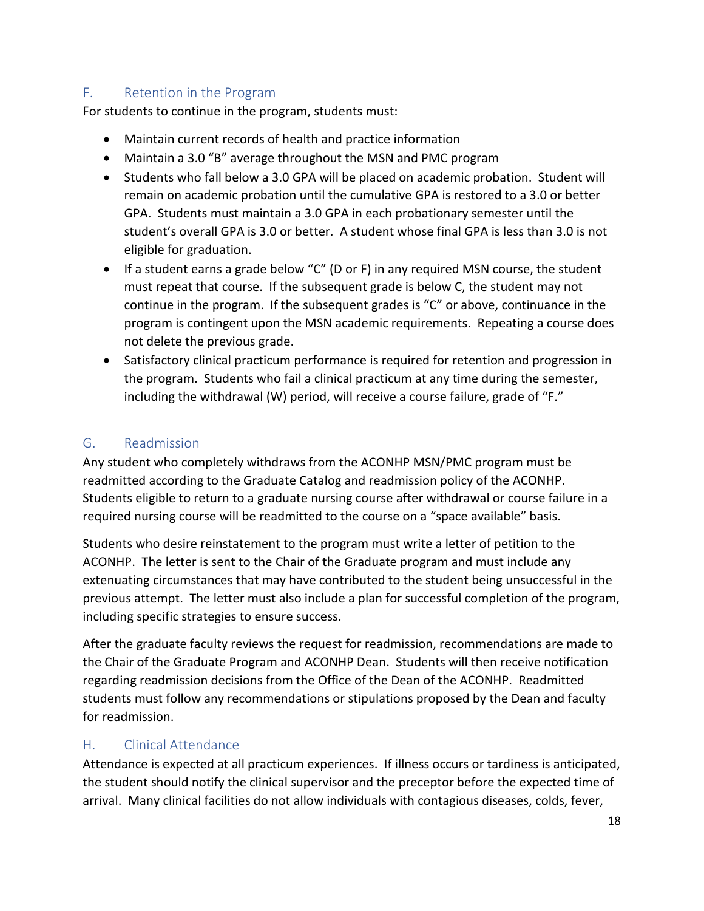## F. Retention in the Program

For students to continue in the program, students must:

- Maintain current records of health and practice information
- Maintain a 3.0 "B" average throughout the MSN and PMC program
- Students who fall below a 3.0 GPA will be placed on academic probation. Student will remain on academic probation until the cumulative GPA is restored to a 3.0 or better GPA. Students must maintain a 3.0 GPA in each probationary semester until the student's overall GPA is 3.0 or better. A student whose final GPA is less than 3.0 is not eligible for graduation.
- If a student earns a grade below "C" (D or F) in any required MSN course, the student must repeat that course. If the subsequent grade is below C, the student may not continue in the program. If the subsequent grades is "C" or above, continuance in the program is contingent upon the MSN academic requirements. Repeating a course does not delete the previous grade.
- Satisfactory clinical practicum performance is required for retention and progression in the program. Students who fail a clinical practicum at any time during the semester, including the withdrawal (W) period, will receive a course failure, grade of "F."

## G. Readmission

Any student who completely withdraws from the ACONHP MSN/PMC program must be readmitted according to the Graduate Catalog and readmission policy of the ACONHP. Students eligible to return to a graduate nursing course after withdrawal or course failure in a required nursing course will be readmitted to the course on a "space available" basis.

Students who desire reinstatement to the program must write a letter of petition to the ACONHP. The letter is sent to the Chair of the Graduate program and must include any extenuating circumstances that may have contributed to the student being unsuccessful in the previous attempt. The letter must also include a plan for successful completion of the program, including specific strategies to ensure success.

After the graduate faculty reviews the request for readmission, recommendations are made to the Chair of the Graduate Program and ACONHP Dean. Students will then receive notification regarding readmission decisions from the Office of the Dean of the ACONHP. Readmitted students must follow any recommendations or stipulations proposed by the Dean and faculty for readmission.

## H. Clinical Attendance

Attendance is expected at all practicum experiences. If illness occurs or tardiness is anticipated, the student should notify the clinical supervisor and the preceptor before the expected time of arrival. Many clinical facilities do not allow individuals with contagious diseases, colds, fever,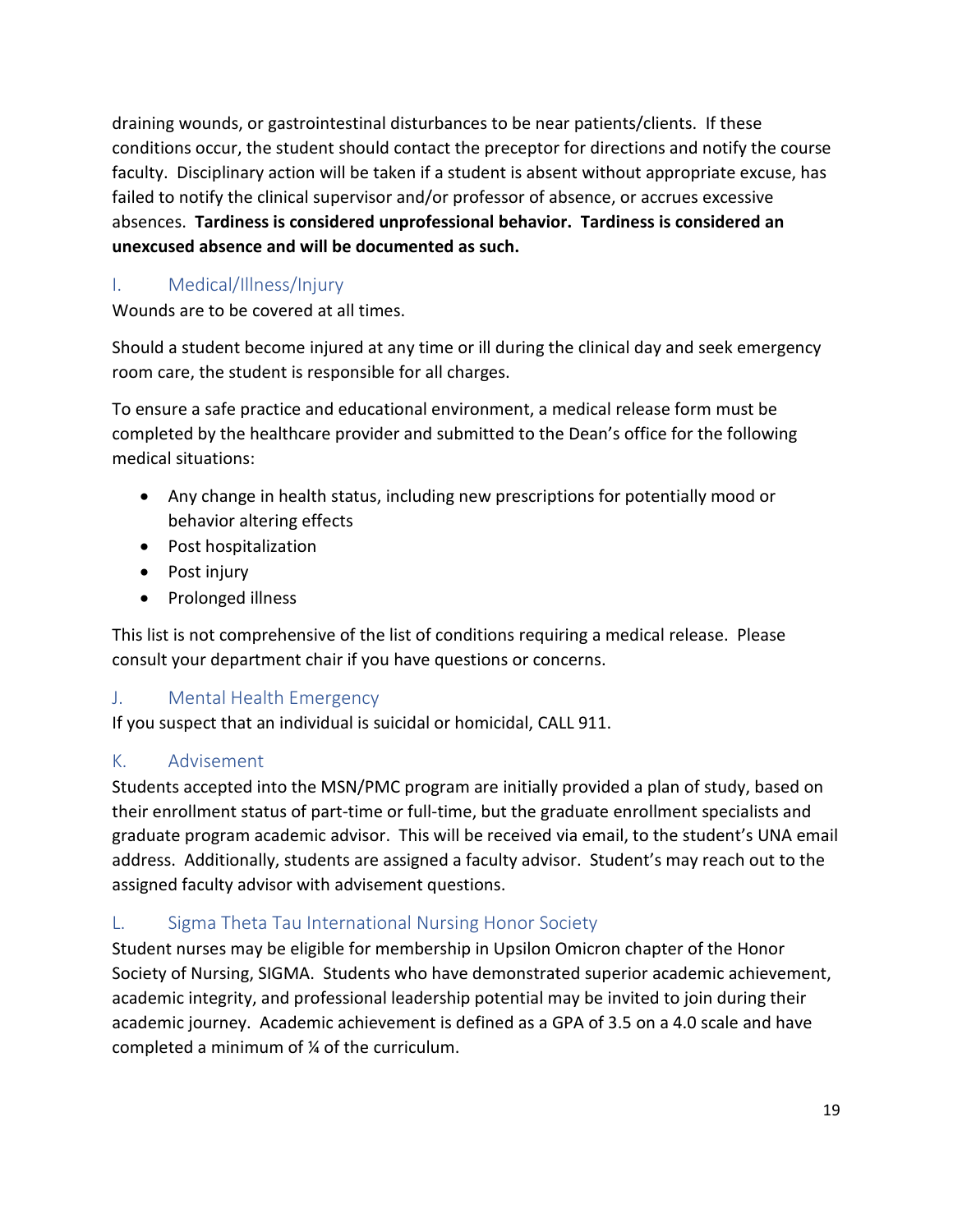draining wounds, or gastrointestinal disturbances to be near patients/clients. If these conditions occur, the student should contact the preceptor for directions and notify the course faculty. Disciplinary action will be taken if a student is absent without appropriate excuse, has failed to notify the clinical supervisor and/or professor of absence, or accrues excessive absences. **Tardiness is considered unprofessional behavior. Tardiness is considered an unexcused absence and will be documented as such.**

## I. Medical/Illness/Injury

Wounds are to be covered at all times.

Should a student become injured at any time or ill during the clinical day and seek emergency room care, the student is responsible for all charges.

To ensure a safe practice and educational environment, a medical release form must be completed by the healthcare provider and submitted to the Dean's office for the following medical situations:

- Any change in health status, including new prescriptions for potentially mood or behavior altering effects
- Post hospitalization
- Post injury
- Prolonged illness

This list is not comprehensive of the list of conditions requiring a medical release. Please consult your department chair if you have questions or concerns.

## J. Mental Health Emergency

If you suspect that an individual is suicidal or homicidal, CALL 911.

## K. Advisement

Students accepted into the MSN/PMC program are initially provided a plan of study, based on their enrollment status of part-time or full-time, but the graduate enrollment specialists and graduate program academic advisor. This will be received via email, to the student's UNA email address. Additionally, students are assigned a faculty advisor. Student's may reach out to the assigned faculty advisor with advisement questions.

## L. Sigma Theta Tau International Nursing Honor Society

Student nurses may be eligible for membership in Upsilon Omicron chapter of the Honor Society of Nursing, SIGMA. Students who have demonstrated superior academic achievement, academic integrity, and professional leadership potential may be invited to join during their academic journey. Academic achievement is defined as a GPA of 3.5 on a 4.0 scale and have completed a minimum of ¼ of the curriculum.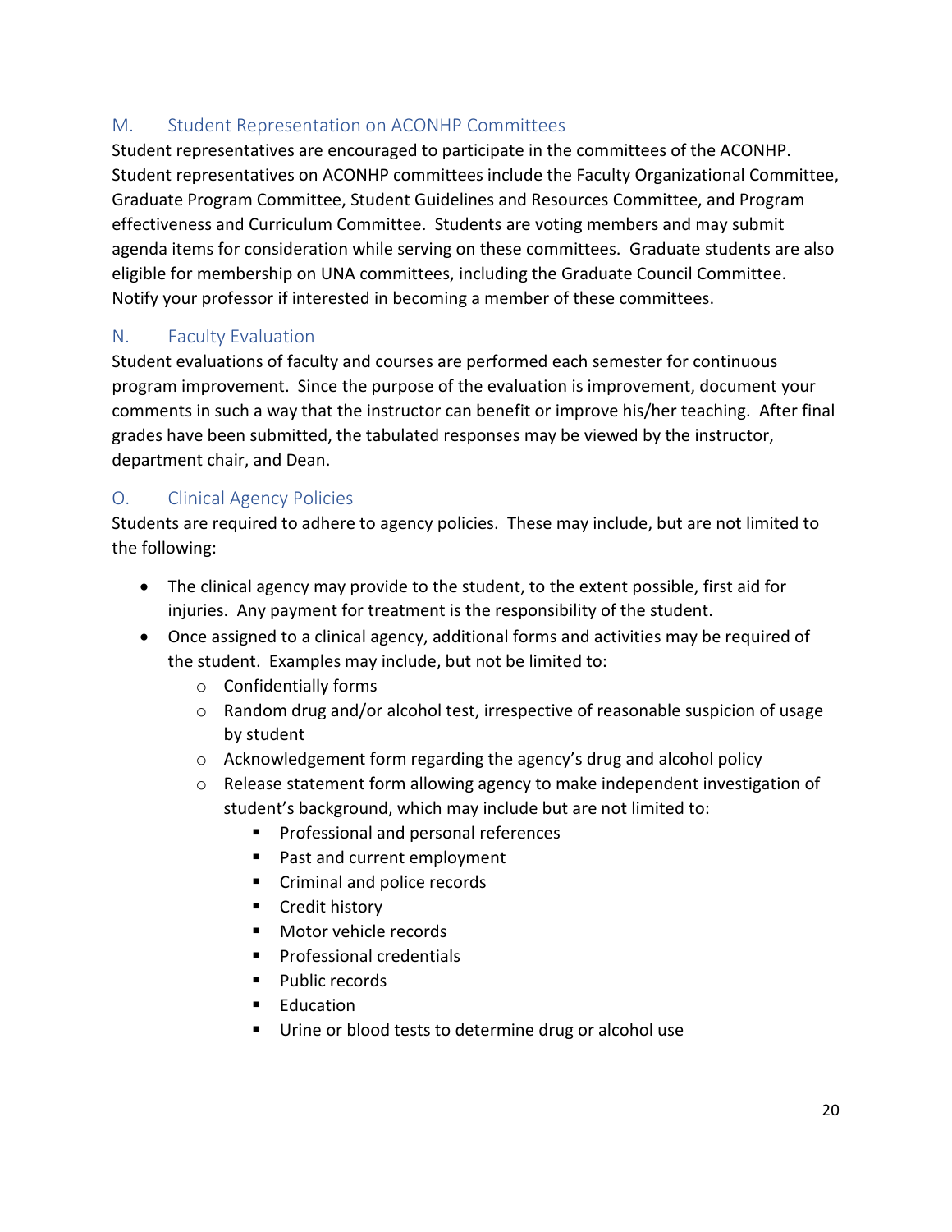## M. Student Representation on ACONHP Committees

Student representatives are encouraged to participate in the committees of the ACONHP. Student representatives on ACONHP committees include the Faculty Organizational Committee, Graduate Program Committee, Student Guidelines and Resources Committee, and Program effectiveness and Curriculum Committee. Students are voting members and may submit agenda items for consideration while serving on these committees. Graduate students are also eligible for membership on UNA committees, including the Graduate Council Committee. Notify your professor if interested in becoming a member of these committees.

## N. Faculty Evaluation

Student evaluations of faculty and courses are performed each semester for continuous program improvement. Since the purpose of the evaluation is improvement, document your comments in such a way that the instructor can benefit or improve his/her teaching. After final grades have been submitted, the tabulated responses may be viewed by the instructor, department chair, and Dean.

## O. Clinical Agency Policies

Students are required to adhere to agency policies. These may include, but are not limited to the following:

- The clinical agency may provide to the student, to the extent possible, first aid for injuries. Any payment for treatment is the responsibility of the student.
- Once assigned to a clinical agency, additional forms and activities may be required of the student. Examples may include, but not be limited to:
  - Confidentially forms
  - Random drug and/or alcohol test, irrespective of reasonable suspicion of usage by student
  - Acknowledgement form regarding the agency's drug and alcohol policy
  - Release statement form allowing agency to make independent investigation of student's background, which may include but are not limited to:
    - Professional and personal references
    - Past and current employment
    - Criminal and police records
    - Credit history
    - Motor vehicle records
    - Professional credentials
    - Public records
    - Education
    - Urine or blood tests to determine drug or alcohol use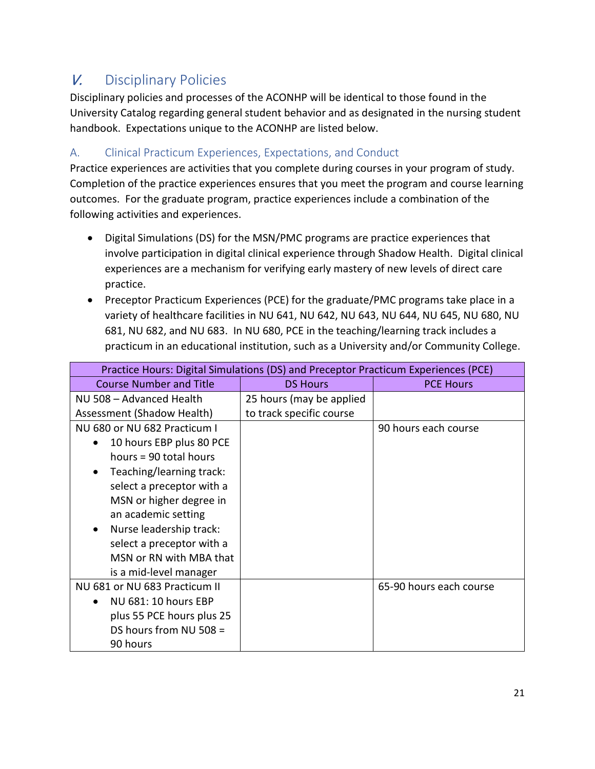## V. Disciplinary Policies

Disciplinary policies and processes of the ACONHP will be identical to those found in the University Catalog regarding general student behavior and as designated in the nursing student handbook. Expectations unique to the ACONHP are listed below.

### A. Clinical Practicum Experiences, Expectations, and Conduct

Practice experiences are activities that you complete during courses in your program of study. Completion of the practice experiences ensures that you meet the program and course learning outcomes. For the graduate program, practice experiences include a combination of the following activities and experiences.

- Digital Simulations (DS) for the MSN/PMC programs are practice experiences that involve participation in digital clinical experience through Shadow Health. Digital clinical experiences are a mechanism for verifying early mastery of new levels of direct care practice.
- Preceptor Practicum Experiences (PCE) for the graduate/PMC programs take place in a variety of healthcare facilities in NU 641, NU 642, NU 643, NU 644, NU 645, NU 680, NU 681, NU 682, and NU 683. In NU 680, PCE in the teaching/learning track includes a practicum in an educational institution, such as a University and/or Community College.

| Practice Hours: Digital Simulations (DS) and Preceptor Practicum Experiences (PCE) | | |
|---|---|---|
| Course Number and Title | DS Hours | PCE Hours |
| NU 508 – Advanced Health Assessment (Shadow Health) | 25 hours (may be applied to track specific course | |
| NU 680 or NU 682 Practicum I<br>• 10 hours EBP plus 80 PCE hours = 90 total hours<br>• Teaching/learning track: select a preceptor with a MSN or higher degree in an academic setting<br>• Nurse leadership track: select a preceptor with a MSN or RN with MBA that is a mid-level manager | | 90 hours each course |
| NU 681 or NU 683 Practicum II<br>• NU 681: 10 hours EBP plus 55 PCE hours plus 25 DS hours from NU 508 = 90 hours | | 65-90 hours each course |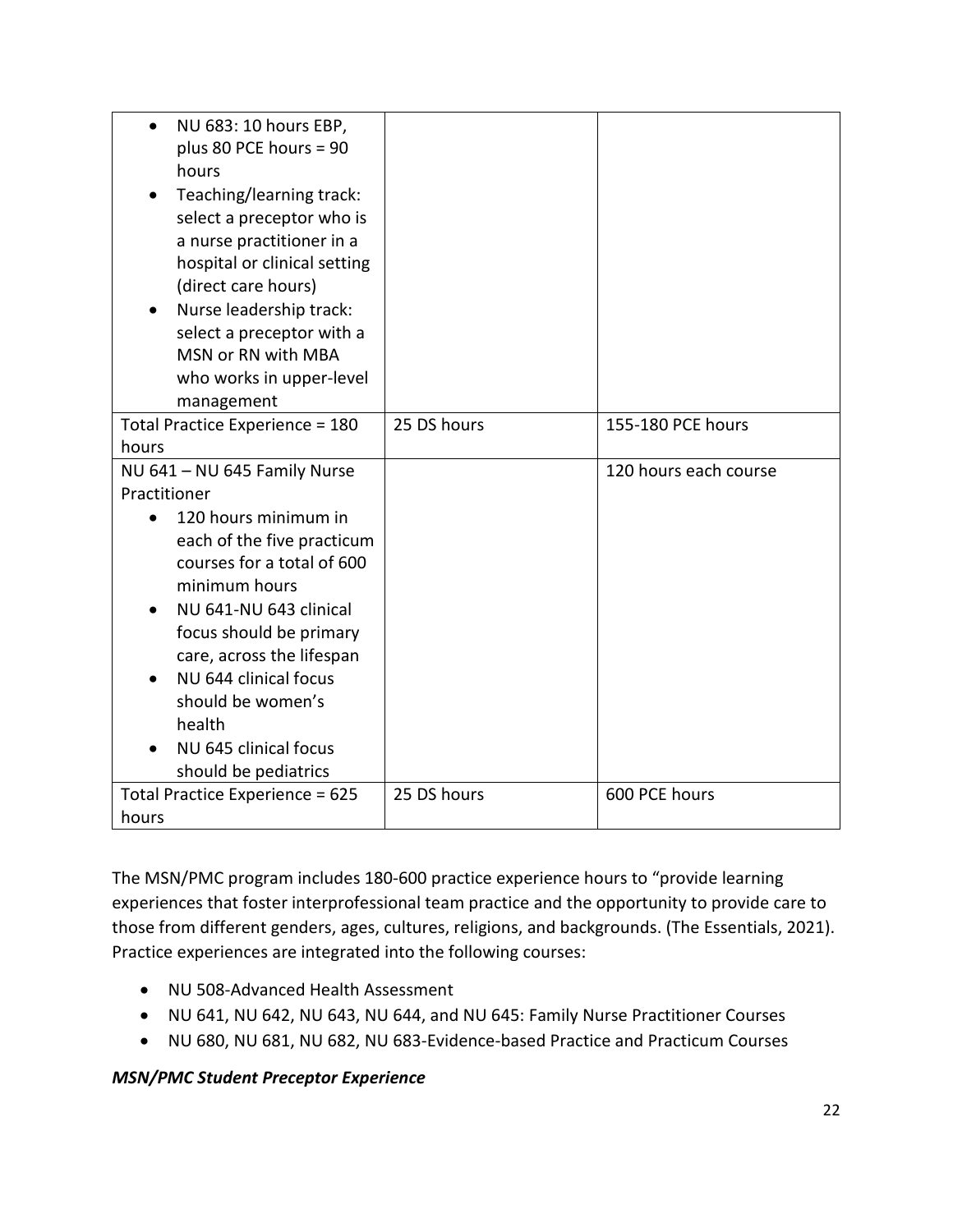| | | |
|---|---|---|
| • NU 683: 10 hours EBP, plus 80 PCE hours = 90 hours<br>• Teaching/learning track: select a preceptor who is a nurse practitioner in a hospital or clinical setting (direct care hours)<br>• Nurse leadership track: select a preceptor with a MSN or RN with MBA who works in upper-level management | | |
| Total Practice Experience = 180 hours | 25 DS hours | 155-180 PCE hours |
| NU 641 – NU 645 Family Nurse Practitioner<br>• 120 hours minimum in each of the five practicum courses for a total of 600 minimum hours<br>• NU 641-NU 643 clinical focus should be primary care, across the lifespan<br>• NU 644 clinical focus should be women's health<br>• NU 645 clinical focus should be pediatrics | | 120 hours each course |
| Total Practice Experience = 625 hours | 25 DS hours | 600 PCE hours |

The MSN/PMC program includes 180-600 practice experience hours to "provide learning experiences that foster interprofessional team practice and the opportunity to provide care to those from different genders, ages, cultures, religions, and backgrounds. (The Essentials, 2021). Practice experiences are integrated into the following courses:

- NU 508-Advanced Health Assessment
- NU 641, NU 642, NU 643, NU 644, and NU 645: Family Nurse Practitioner Courses
- NU 680, NU 681, NU 682, NU 683-Evidence-based Practice and Practicum Courses

***MSN/PMC Student Preceptor Experience***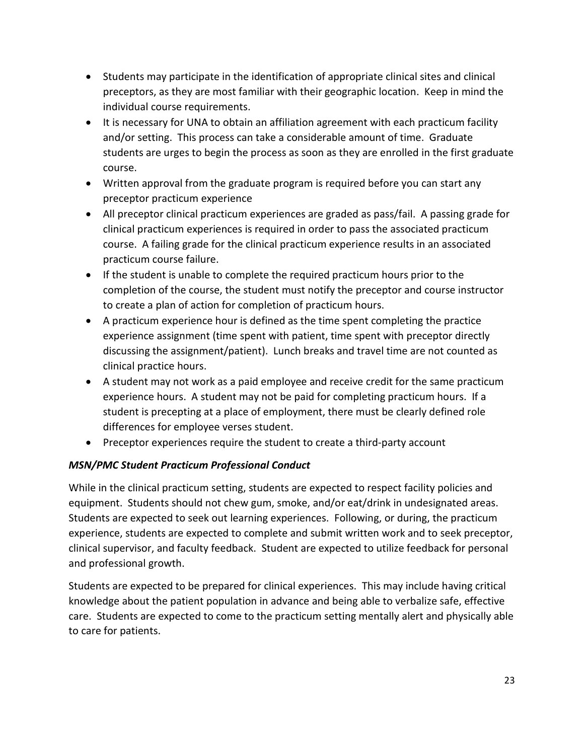- Students may participate in the identification of appropriate clinical sites and clinical preceptors, as they are most familiar with their geographic location. Keep in mind the individual course requirements.
- It is necessary for UNA to obtain an affiliation agreement with each practicum facility and/or setting. This process can take a considerable amount of time. Graduate students are urges to begin the process as soon as they are enrolled in the first graduate course.
- Written approval from the graduate program is required before you can start any preceptor practicum experience
- All preceptor clinical practicum experiences are graded as pass/fail. A passing grade for clinical practicum experiences is required in order to pass the associated practicum course. A failing grade for the clinical practicum experience results in an associated practicum course failure.
- If the student is unable to complete the required practicum hours prior to the completion of the course, the student must notify the preceptor and course instructor to create a plan of action for completion of practicum hours.
- A practicum experience hour is defined as the time spent completing the practice experience assignment (time spent with patient, time spent with preceptor directly discussing the assignment/patient). Lunch breaks and travel time are not counted as clinical practice hours.
- A student may not work as a paid employee and receive credit for the same practicum experience hours. A student may not be paid for completing practicum hours. If a student is precepting at a place of employment, there must be clearly defined role differences for employee verses student.
- Preceptor experiences require the student to create a third-party account

***MSN/PMC Student Practicum Professional Conduct***

While in the clinical practicum setting, students are expected to respect facility policies and equipment. Students should not chew gum, smoke, and/or eat/drink in undesignated areas. Students are expected to seek out learning experiences. Following, or during, the practicum experience, students are expected to complete and submit written work and to seek preceptor, clinical supervisor, and faculty feedback. Student are expected to utilize feedback for personal and professional growth.

Students are expected to be prepared for clinical experiences. This may include having critical knowledge about the patient population in advance and being able to verbalize safe, effective care. Students are expected to come to the practicum setting mentally alert and physically able to care for patients.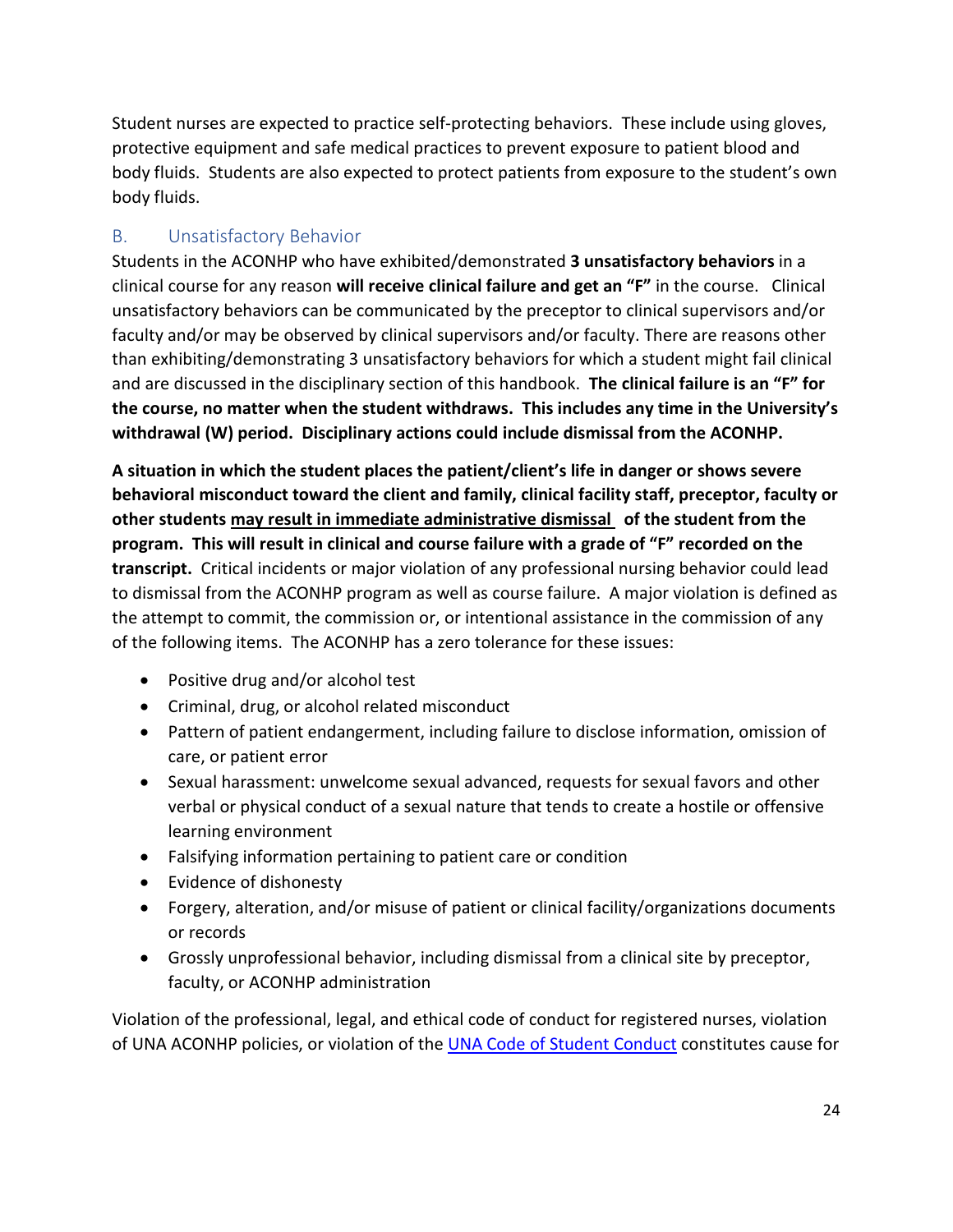Student nurses are expected to practice self-protecting behaviors. These include using gloves, protective equipment and safe medical practices to prevent exposure to patient blood and body fluids. Students are also expected to protect patients from exposure to the student's own body fluids.

### B. Unsatisfactory Behavior

Students in the ACONHP who have exhibited/demonstrated **3 unsatisfactory behaviors** in a clinical course for any reason **will receive clinical failure and get an "F"** in the course. Clinical unsatisfactory behaviors can be communicated by the preceptor to clinical supervisors and/or faculty and/or may be observed by clinical supervisors and/or faculty. There are reasons other than exhibiting/demonstrating 3 unsatisfactory behaviors for which a student might fail clinical and are discussed in the disciplinary section of this handbook. **The clinical failure is an "F" for the course, no matter when the student withdraws. This includes any time in the University's withdrawal (W) period. Disciplinary actions could include dismissal from the ACONHP.**

**A situation in which the student places the patient/client's life in danger or shows severe behavioral misconduct toward the client and family, clinical facility staff, preceptor, faculty or other students <u>may result in immediate administrative dismissal</u> of the student from the program. This will result in clinical and course failure with a grade of "F" recorded on the transcript.** Critical incidents or major violation of any professional nursing behavior could lead to dismissal from the ACONHP program as well as course failure. A major violation is defined as the attempt to commit, the commission or, or intentional assistance in the commission of any of the following items. The ACONHP has a zero tolerance for these issues:

- Positive drug and/or alcohol test
- Criminal, drug, or alcohol related misconduct
- Pattern of patient endangerment, including failure to disclose information, omission of care, or patient error
- Sexual harassment: unwelcome sexual advanced, requests for sexual favors and other verbal or physical conduct of a sexual nature that tends to create a hostile or offensive learning environment
- Falsifying information pertaining to patient care or condition
- Evidence of dishonesty
- Forgery, alteration, and/or misuse of patient or clinical facility/organizations documents or records
- Grossly unprofessional behavior, including dismissal from a clinical site by preceptor, faculty, or ACONHP administration

Violation of the professional, legal, and ethical code of conduct for registered nurses, violation of UNA ACONHP policies, or violation of the UNA Code of Student Conduct constitutes cause for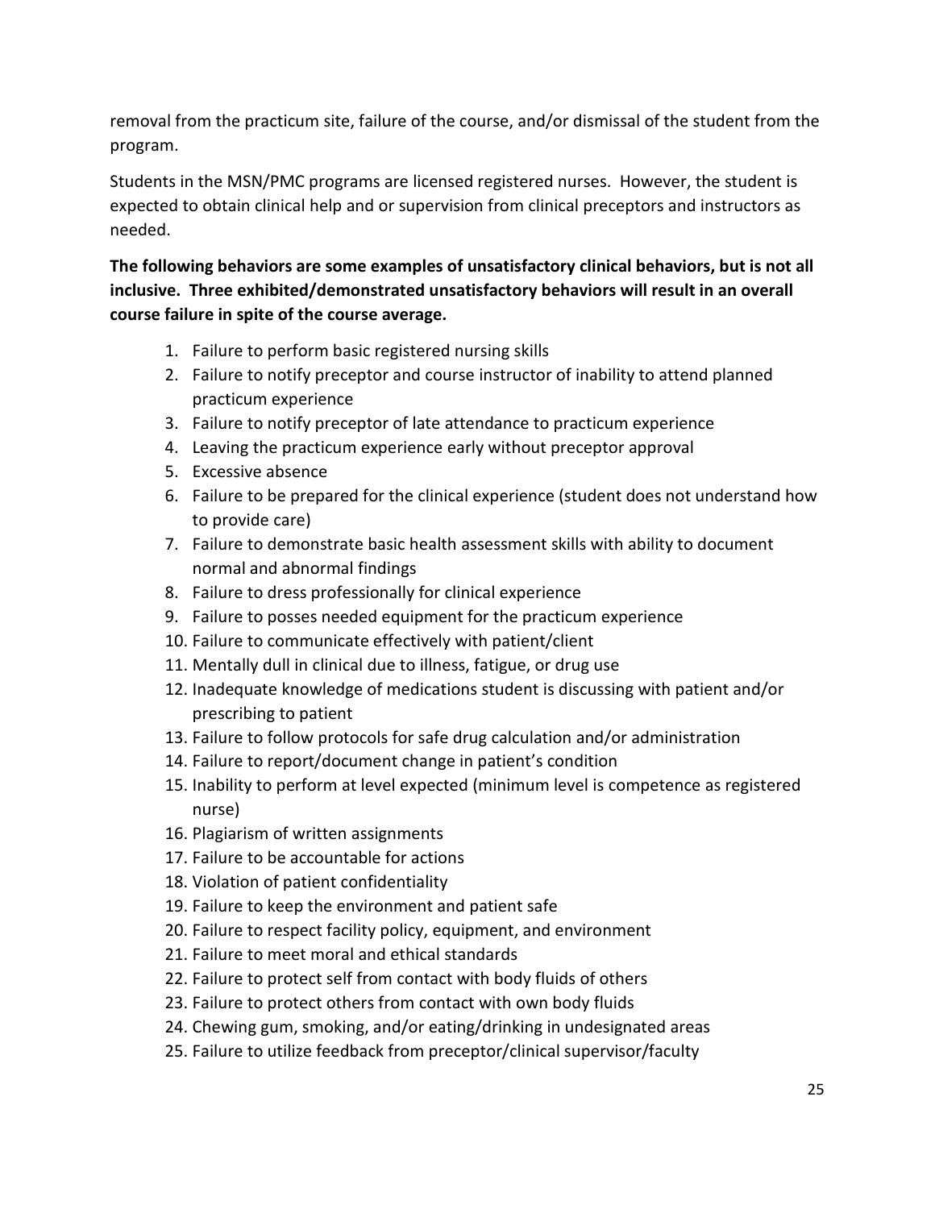removal from the practicum site, failure of the course, and/or dismissal of the student from the program.

Students in the MSN/PMC programs are licensed registered nurses. However, the student is expected to obtain clinical help and or supervision from clinical preceptors and instructors as needed.

**The following behaviors are some examples of unsatisfactory clinical behaviors, but is not all inclusive. Three exhibited/demonstrated unsatisfactory behaviors will result in an overall course failure in spite of the course average.**

1. Failure to perform basic registered nursing skills
2. Failure to notify preceptor and course instructor of inability to attend planned practicum experience
3. Failure to notify preceptor of late attendance to practicum experience
4. Leaving the practicum experience early without preceptor approval
5. Excessive absence
6. Failure to be prepared for the clinical experience (student does not understand how to provide care)
7. Failure to demonstrate basic health assessment skills with ability to document normal and abnormal findings
8. Failure to dress professionally for clinical experience
9. Failure to posses needed equipment for the practicum experience
10. Failure to communicate effectively with patient/client
11. Mentally dull in clinical due to illness, fatigue, or drug use
12. Inadequate knowledge of medications student is discussing with patient and/or prescribing to patient
13. Failure to follow protocols for safe drug calculation and/or administration
14. Failure to report/document change in patient's condition
15. Inability to perform at level expected (minimum level is competence as registered nurse)
16. Plagiarism of written assignments
17. Failure to be accountable for actions
18. Violation of patient confidentiality
19. Failure to keep the environment and patient safe
20. Failure to respect facility policy, equipment, and environment
21. Failure to meet moral and ethical standards
22. Failure to protect self from contact with body fluids of others
23. Failure to protect others from contact with own body fluids
24. Chewing gum, smoking, and/or eating/drinking in undesignated areas
25. Failure to utilize feedback from preceptor/clinical supervisor/faculty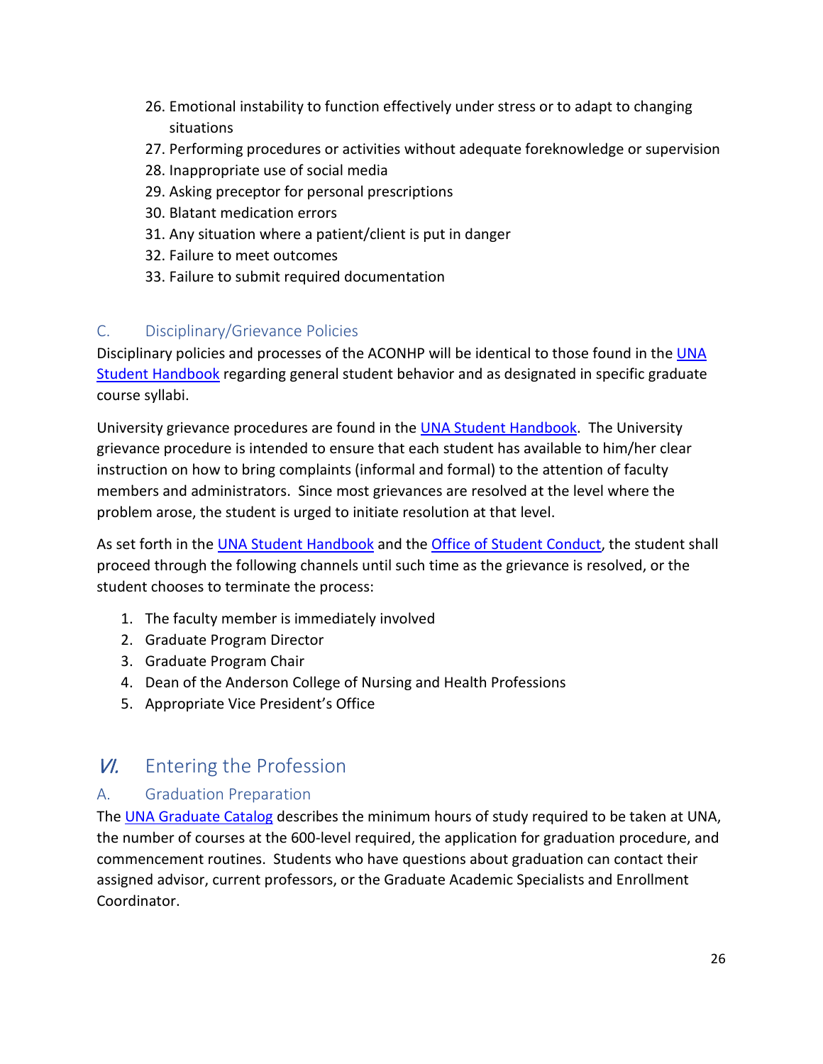26. Emotional instability to function effectively under stress or to adapt to changing situations
27. Performing procedures or activities without adequate foreknowledge or supervision
28. Inappropriate use of social media
29. Asking preceptor for personal prescriptions
30. Blatant medication errors
31. Any situation where a patient/client is put in danger
32. Failure to meet outcomes
33. Failure to submit required documentation

### C. Disciplinary/Grievance Policies

Disciplinary policies and processes of the ACONHP will be identical to those found in the UNA Student Handbook regarding general student behavior and as designated in specific graduate course syllabi.

University grievance procedures are found in the UNA Student Handbook. The University grievance procedure is intended to ensure that each student has available to him/her clear instruction on how to bring complaints (informal and formal) to the attention of faculty members and administrators. Since most grievances are resolved at the level where the problem arose, the student is urged to initiate resolution at that level.

As set forth in the UNA Student Handbook and the Office of Student Conduct, the student shall proceed through the following channels until such time as the grievance is resolved, or the student chooses to terminate the process:

1. The faculty member is immediately involved
2. Graduate Program Director
3. Graduate Program Chair
4. Dean of the Anderson College of Nursing and Health Professions
5. Appropriate Vice President's Office

## VI. Entering the Profession

### A. Graduation Preparation

The UNA Graduate Catalog describes the minimum hours of study required to be taken at UNA, the number of courses at the 600-level required, the application for graduation procedure, and commencement routines. Students who have questions about graduation can contact their assigned advisor, current professors, or the Graduate Academic Specialists and Enrollment Coordinator.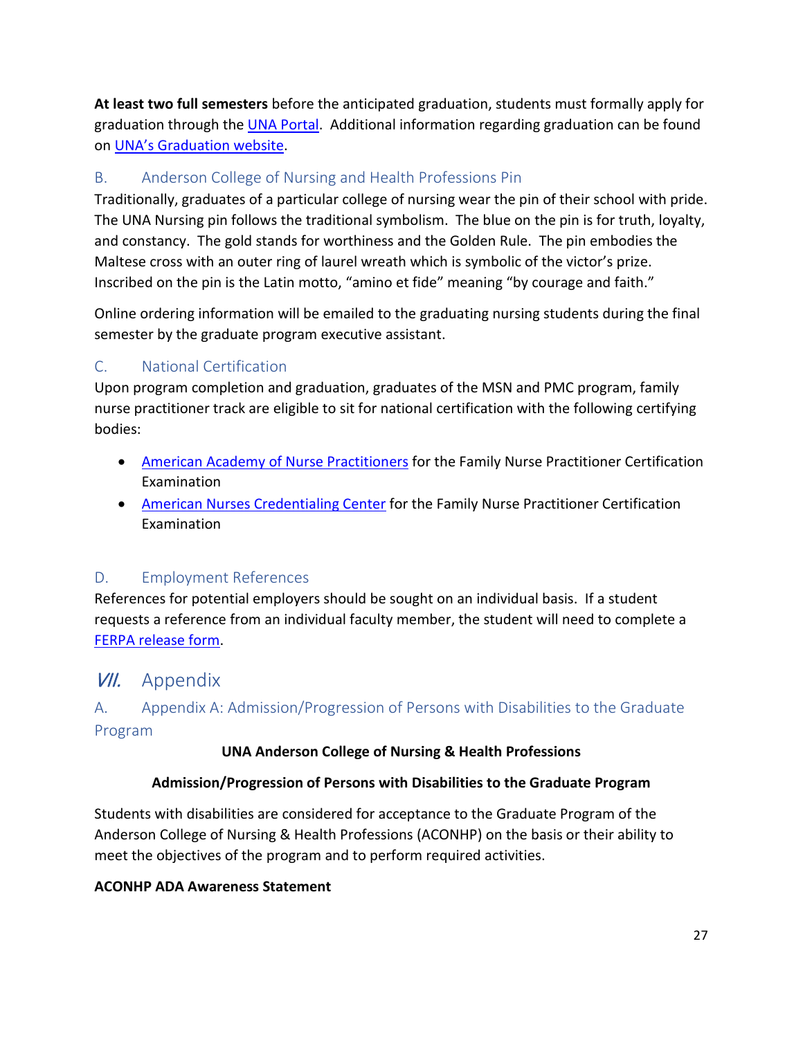**At least two full semesters** before the anticipated graduation, students must formally apply for graduation through the UNA Portal. Additional information regarding graduation can be found on UNA's Graduation website.

### B. Anderson College of Nursing and Health Professions Pin

Traditionally, graduates of a particular college of nursing wear the pin of their school with pride. The UNA Nursing pin follows the traditional symbolism. The blue on the pin is for truth, loyalty, and constancy. The gold stands for worthiness and the Golden Rule. The pin embodies the Maltese cross with an outer ring of laurel wreath which is symbolic of the victor's prize. Inscribed on the pin is the Latin motto, "amino et fide" meaning "by courage and faith."

Online ordering information will be emailed to the graduating nursing students during the final semester by the graduate program executive assistant.

### C. National Certification

Upon program completion and graduation, graduates of the MSN and PMC program, family nurse practitioner track are eligible to sit for national certification with the following certifying bodies:

- American Academy of Nurse Practitioners for the Family Nurse Practitioner Certification Examination
- American Nurses Credentialing Center for the Family Nurse Practitioner Certification Examination

### D. Employment References

References for potential employers should be sought on an individual basis. If a student requests a reference from an individual faculty member, the student will need to complete a FERPA release form.

## *VII.* Appendix

### A. Appendix A: Admission/Progression of Persons with Disabilities to the Graduate Program

**UNA Anderson College of Nursing & Health Professions**

**Admission/Progression of Persons with Disabilities to the Graduate Program**

Students with disabilities are considered for acceptance to the Graduate Program of the Anderson College of Nursing & Health Professions (ACONHP) on the basis or their ability to meet the objectives of the program and to perform required activities.

**ACONHP ADA Awareness Statement**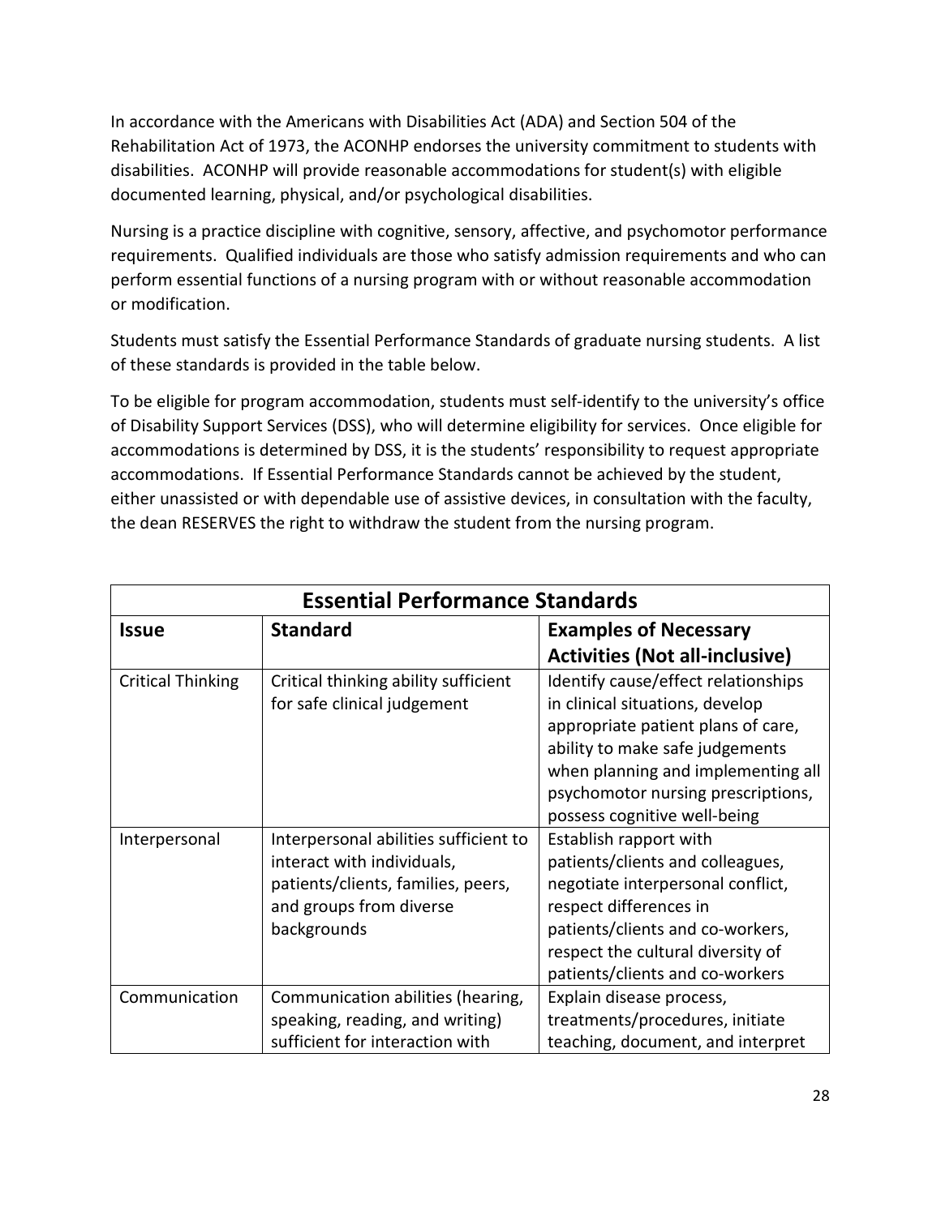In accordance with the Americans with Disabilities Act (ADA) and Section 504 of the Rehabilitation Act of 1973, the ACONHP endorses the university commitment to students with disabilities. ACONHP will provide reasonable accommodations for student(s) with eligible documented learning, physical, and/or psychological disabilities.

Nursing is a practice discipline with cognitive, sensory, affective, and psychomotor performance requirements. Qualified individuals are those who satisfy admission requirements and who can perform essential functions of a nursing program with or without reasonable accommodation or modification.

Students must satisfy the Essential Performance Standards of graduate nursing students. A list of these standards is provided in the table below.

To be eligible for program accommodation, students must self-identify to the university's office of Disability Support Services (DSS), who will determine eligibility for services. Once eligible for accommodations is determined by DSS, it is the students' responsibility to request appropriate accommodations. If Essential Performance Standards cannot be achieved by the student, either unassisted or with dependable use of assistive devices, in consultation with the faculty, the dean RESERVES the right to withdraw the student from the nursing program.

| Essential Performance Standards | | |
|---|---|---|
| **Issue** | **Standard** | **Examples of Necessary Activities (Not all-inclusive)** |
| Critical Thinking | Critical thinking ability sufficient for safe clinical judgement | Identify cause/effect relationships in clinical situations, develop appropriate patient plans of care, ability to make safe judgements when planning and implementing all psychomotor nursing prescriptions, possess cognitive well-being |
| Interpersonal | Interpersonal abilities sufficient to interact with individuals, patients/clients, families, peers, and groups from diverse backgrounds | Establish rapport with patients/clients and colleagues, negotiate interpersonal conflict, respect differences in patients/clients and co-workers, respect the cultural diversity of patients/clients and co-workers |
| Communication | Communication abilities (hearing, speaking, reading, and writing) sufficient for interaction with | Explain disease process, treatments/procedures, initiate teaching, document, and interpret |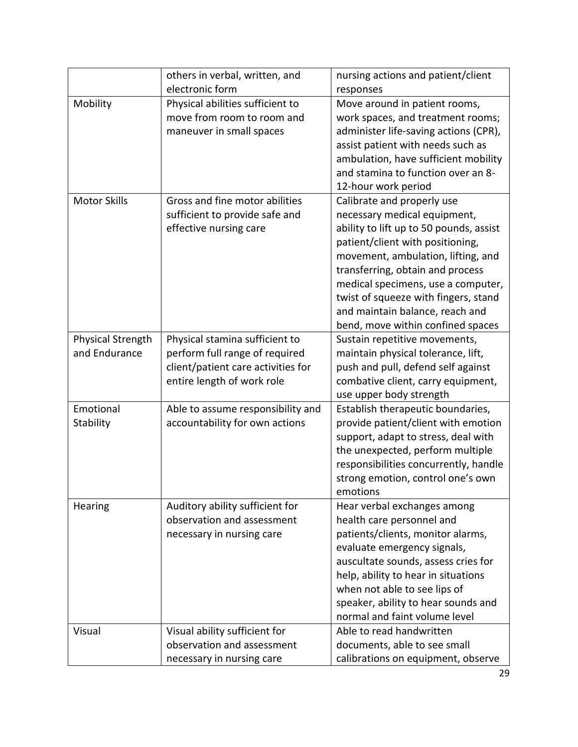| | | |
|---|---|---|
| | others in verbal, written, and electronic form | nursing actions and patient/client responses |
| Mobility | Physical abilities sufficient to move from room to room and maneuver in small spaces | Move around in patient rooms, work spaces, and treatment rooms; administer life-saving actions (CPR), assist patient with needs such as ambulation, have sufficient mobility and stamina to function over an 8-12-hour work period |
| Motor Skills | Gross and fine motor abilities sufficient to provide safe and effective nursing care | Calibrate and properly use necessary medical equipment, ability to lift up to 50 pounds, assist patient/client with positioning, movement, ambulation, lifting, and transferring, obtain and process medical specimens, use a computer, twist of squeeze with fingers, stand and maintain balance, reach and bend, move within confined spaces |
| Physical Strength and Endurance | Physical stamina sufficient to perform full range of required client/patient care activities for entire length of work role | Sustain repetitive movements, maintain physical tolerance, lift, push and pull, defend self against combative client, carry equipment, use upper body strength |
| Emotional Stability | Able to assume responsibility and accountability for own actions | Establish therapeutic boundaries, provide patient/client with emotion support, adapt to stress, deal with the unexpected, perform multiple responsibilities concurrently, handle strong emotion, control one's own emotions |
| Hearing | Auditory ability sufficient for observation and assessment necessary in nursing care | Hear verbal exchanges among health care personnel and patients/clients, monitor alarms, evaluate emergency signals, auscultate sounds, assess cries for help, ability to hear in situations when not able to see lips of speaker, ability to hear sounds and normal and faint volume level |
| Visual | Visual ability sufficient for observation and assessment necessary in nursing care | Able to read handwritten documents, able to see small calibrations on equipment, observe |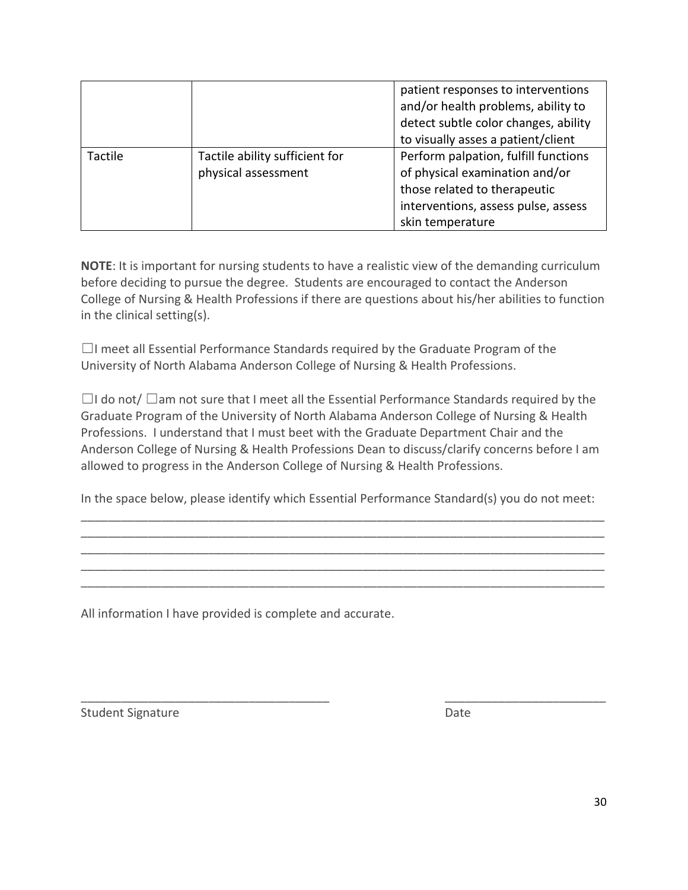|  |  | patient responses to interventions and/or health problems, ability to detect subtle color changes, ability to visually asses a patient/client |
| --- | --- | --- |
| Tactile | Tactile ability sufficient for physical assessment | Perform palpation, fulfill functions of physical examination and/or those related to therapeutic interventions, assess pulse, assess skin temperature |

**NOTE**: It is important for nursing students to have a realistic view of the demanding curriculum before deciding to pursue the degree. Students are encouraged to contact the Anderson College of Nursing & Health Professions if there are questions about his/her abilities to function in the clinical setting(s).

☐I meet all Essential Performance Standards required by the Graduate Program of the University of North Alabama Anderson College of Nursing & Health Professions.

☐I do not/ ☐am not sure that I meet all the Essential Performance Standards required by the Graduate Program of the University of North Alabama Anderson College of Nursing & Health Professions. I understand that I must beet with the Graduate Department Chair and the Anderson College of Nursing & Health Professions Dean to discuss/clarify concerns before I am allowed to progress in the Anderson College of Nursing & Health Professions.

In the space below, please identify which Essential Performance Standard(s) you do not meet:

________________________________________________________________________________
________________________________________________________________________________
________________________________________________________________________________
________________________________________________________________________________
________________________________________________________________________________

All information I have provided is complete and accurate.

______________________________________ ________________________

Student Signature Date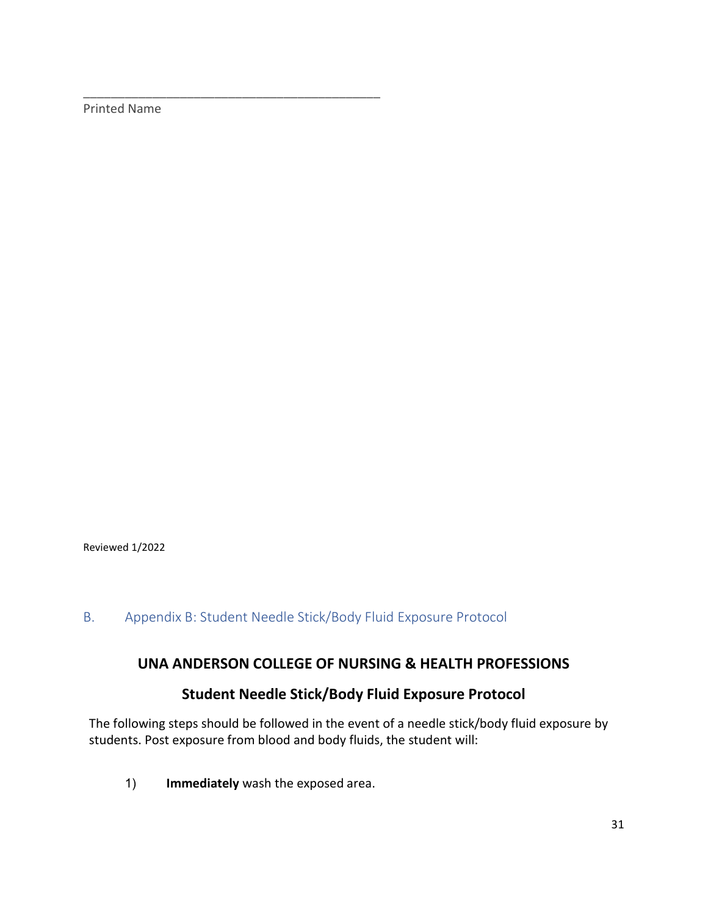\_\_\_\_\_\_\_\_\_\_\_\_\_\_\_\_\_\_\_\_\_\_\_\_\_\_\_\_\_\_\_\_\_\_\_\_\_\_\_\_\_\_\_\_

Printed Name

Reviewed 1/2022

## B. Appendix B: Student Needle Stick/Body Fluid Exposure Protocol

### UNA ANDERSON COLLEGE OF NURSING & HEALTH PROFESSIONS

### Student Needle Stick/Body Fluid Exposure Protocol

The following steps should be followed in the event of a needle stick/body fluid exposure by students. Post exposure from blood and body fluids, the student will:

1) **Immediately** wash the exposed area.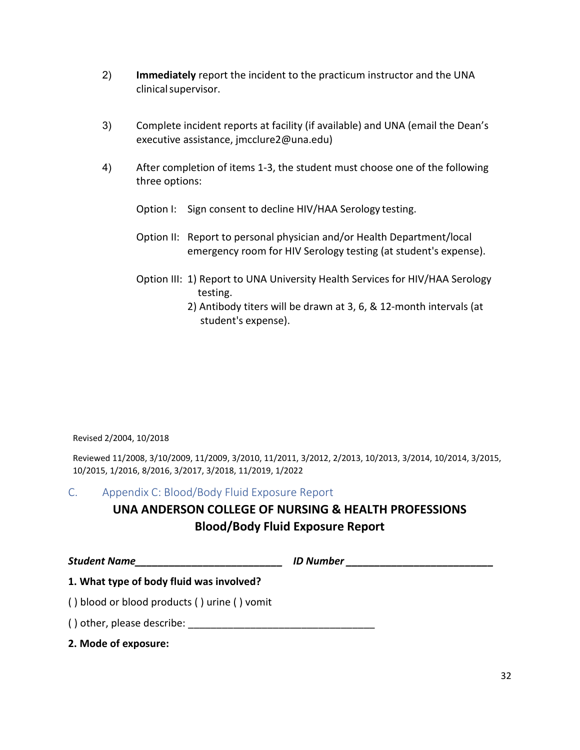2) **Immediately** report the incident to the practicum instructor and the UNA clinical supervisor.

3) Complete incident reports at facility (if available) and UNA (email the Dean's executive assistance, jmcclure2@una.edu)

4) After completion of items 1-3, the student must choose one of the following three options:

   Option I: Sign consent to decline HIV/HAA Serology testing.

   Option II: Report to personal physician and/or Health Department/local emergency room for HIV Serology testing (at student's expense).

   Option III: 1) Report to UNA University Health Services for HIV/HAA Serology testing.
   2) Antibody titers will be drawn at 3, 6, & 12-month intervals (at student's expense).

Revised 2/2004, 10/2018

Reviewed 11/2008, 3/10/2009, 11/2009, 3/2010, 11/2011, 3/2012, 2/2013, 10/2013, 3/2014, 10/2014, 3/2015, 10/2015, 1/2016, 8/2016, 3/2017, 3/2018, 11/2019, 1/2022

## C. Appendix C: Blood/Body Fluid Exposure Report

### UNA ANDERSON COLLEGE OF NURSING & HEALTH PROFESSIONS
### Blood/Body Fluid Exposure Report

***Student Name*__________________________** ***ID Number*__________________________**

**1. What type of body fluid was involved?**

( ) blood or blood products ( ) urine ( ) vomit

( ) other, please describe: ________________________________

**2. Mode of exposure:**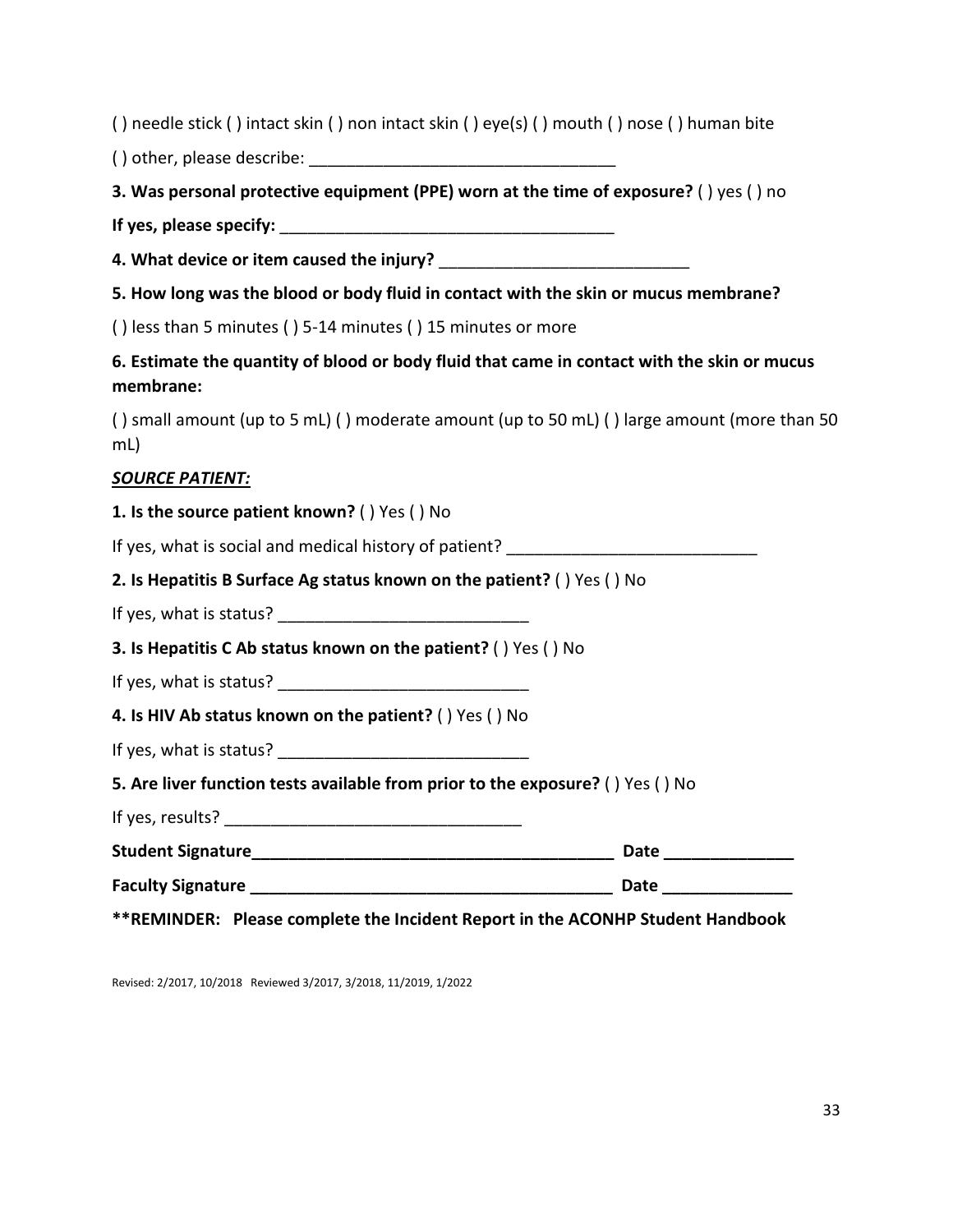( ) needle stick ( ) intact skin ( ) non intact skin ( ) eye(s) ( ) mouth ( ) nose ( ) human bite

( ) other, please describe: _________________________________

**3. Was personal protective equipment (PPE) worn at the time of exposure?** ( ) yes ( ) no

**If yes, please specify:** _____________________________________

**4. What device or item caused the injury?** ___________________________

**5. How long was the blood or body fluid in contact with the skin or mucus membrane?**

( ) less than 5 minutes ( ) 5-14 minutes ( ) 15 minutes or more

**6. Estimate the quantity of blood or body fluid that came in contact with the skin or mucus membrane:**

( ) small amount (up to 5 mL) ( ) moderate amount (up to 50 mL) ( ) large amount (more than 50 mL)

***SOURCE PATIENT:***

**1. Is the source patient known?** ( ) Yes ( ) No

If yes, what is social and medical history of patient? ___________________________

**2. Is Hepatitis B Surface Ag status known on the patient?** ( ) Yes ( ) No

If yes, what is status? ___________________________

**3. Is Hepatitis C Ab status known on the patient?** ( ) Yes ( ) No

If yes, what is status? ___________________________

**4. Is HIV Ab status known on the patient?** ( ) Yes ( ) No

If yes, what is status? ___________________________

**5. Are liver function tests available from prior to the exposure?** ( ) Yes ( ) No

If yes, results? _______________________________

**Student Signature________________________________________ Date ______________**

**Faculty Signature ________________________________________ Date ______________**

****REMINDER: Please complete the Incident Report in the ACONHP Student Handbook**

Revised: 2/2017, 10/2018 Reviewed 3/2017, 3/2018, 11/2019, 1/2022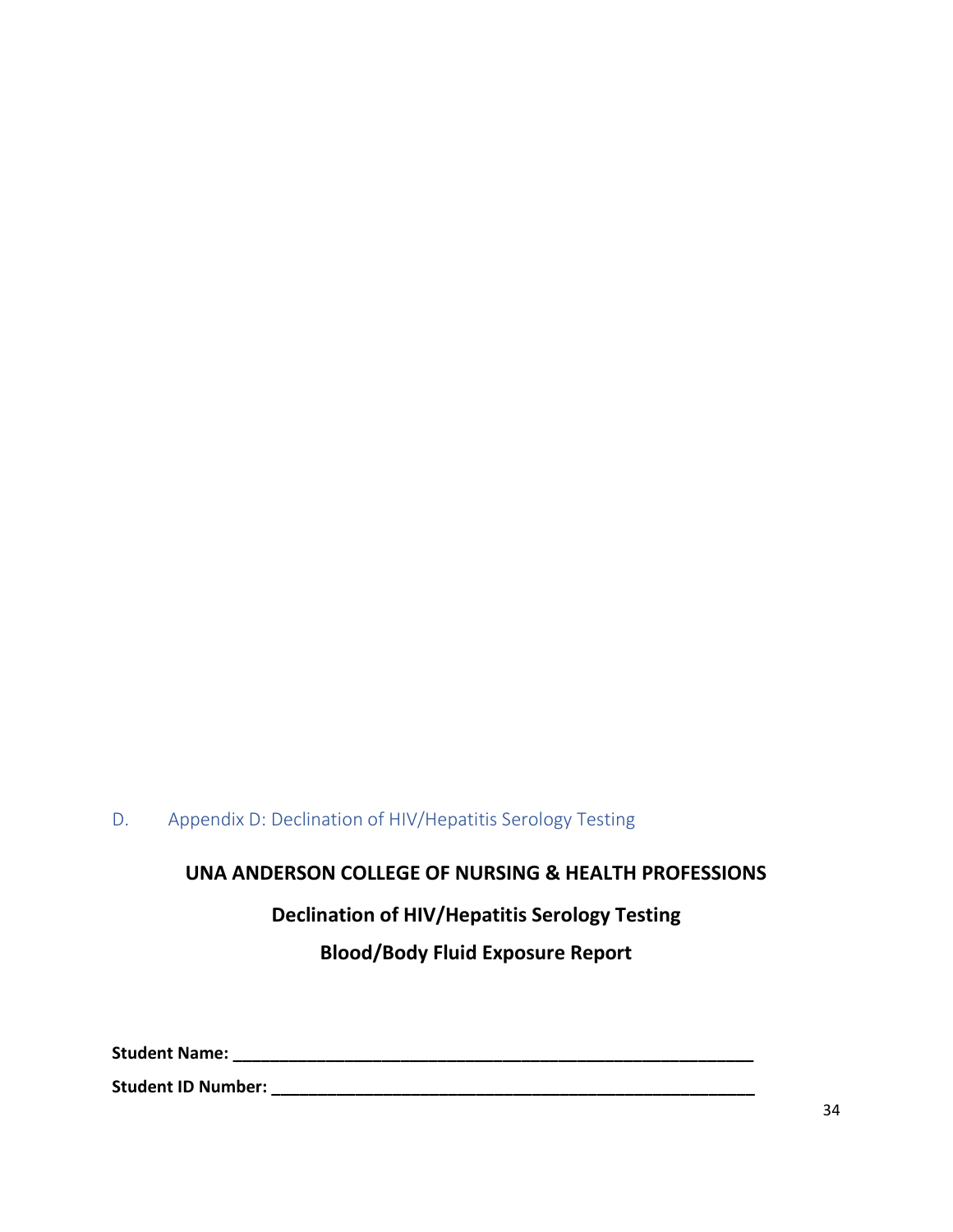## D. Appendix D: Declination of HIV/Hepatitis Serology Testing

**UNA ANDERSON COLLEGE OF NURSING & HEALTH PROFESSIONS**

**Declination of HIV/Hepatitis Serology Testing**

**Blood/Body Fluid Exposure Report**

**Student Name: ___________________________________________________________**

**Student ID Number: ______________________________________________________**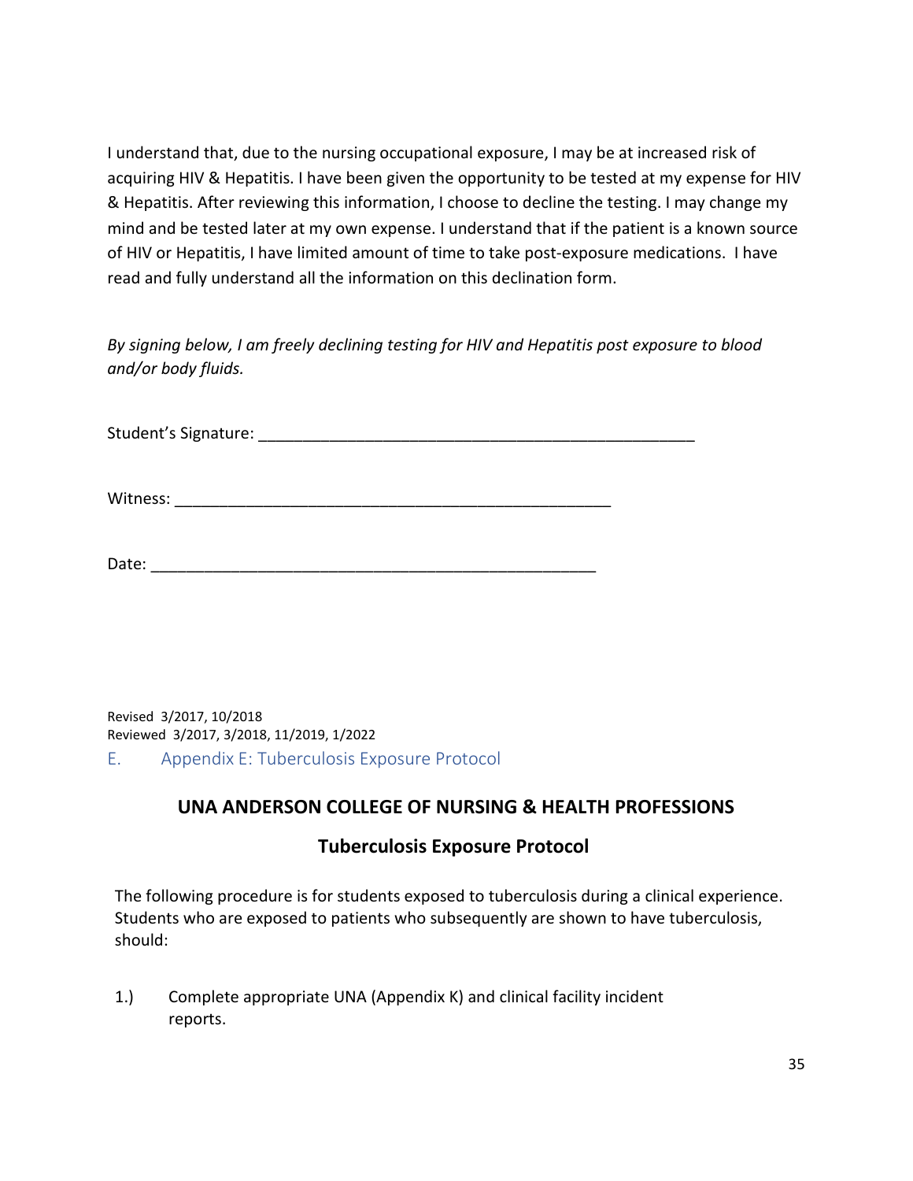I understand that, due to the nursing occupational exposure, I may be at increased risk of acquiring HIV & Hepatitis. I have been given the opportunity to be tested at my expense for HIV & Hepatitis. After reviewing this information, I choose to decline the testing. I may change my mind and be tested later at my own expense. I understand that if the patient is a known source of HIV or Hepatitis, I have limited amount of time to take post-exposure medications. I have read and fully understand all the information on this declination form.

*By signing below, I am freely declining testing for HIV and Hepatitis post exposure to blood and/or body fluids.*

Student's Signature: ___________________________________________________

Witness: ___________________________________________________

Date: ___________________________________________________

Revised 3/2017, 10/2018
Reviewed 3/2017, 3/2018, 11/2019, 1/2022

## E. Appendix E: Tuberculosis Exposure Protocol

### UNA ANDERSON COLLEGE OF NURSING & HEALTH PROFESSIONS

### Tuberculosis Exposure Protocol

The following procedure is for students exposed to tuberculosis during a clinical experience. Students who are exposed to patients who subsequently are shown to have tuberculosis, should:

1.) Complete appropriate UNA (Appendix K) and clinical facility incident reports.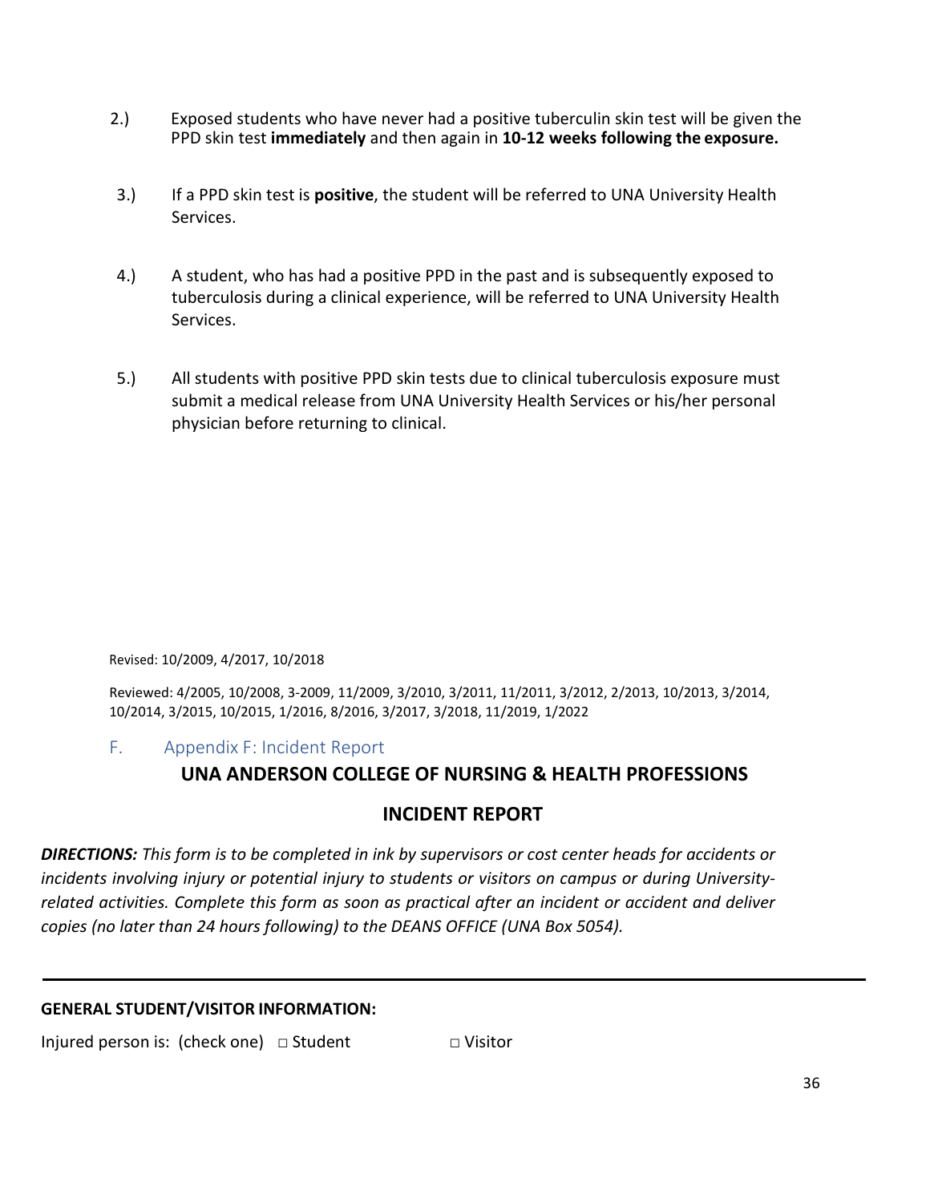2.) Exposed students who have never had a positive tuberculin skin test will be given the PPD skin test **immediately** and then again in **10-12 weeks following the exposure.**

3.) If a PPD skin test is **positive**, the student will be referred to UNA University Health Services.

4.) A student, who has had a positive PPD in the past and is subsequently exposed to tuberculosis during a clinical experience, will be referred to UNA University Health Services.

5.) All students with positive PPD skin tests due to clinical tuberculosis exposure must submit a medical release from UNA University Health Services or his/her personal physician before returning to clinical.

Revised: 10/2009, 4/2017, 10/2018

Reviewed: 4/2005, 10/2008, 3-2009, 11/2009, 3/2010, 3/2011, 11/2011, 3/2012, 2/2013, 10/2013, 3/2014, 10/2014, 3/2015, 10/2015, 1/2016, 8/2016, 3/2017, 3/2018, 11/2019, 1/2022

## F. Appendix F: Incident Report

**UNA ANDERSON COLLEGE OF NURSING & HEALTH PROFESSIONS**

**INCIDENT REPORT**

***DIRECTIONS:*** *This form is to be completed in ink by supervisors or cost center heads for accidents or incidents involving injury or potential injury to students or visitors on campus or during University-related activities. Complete this form as soon as practical after an incident or accident and deliver copies (no later than 24 hours following) to the DEANS OFFICE (UNA Box 5054).*

---

**GENERAL STUDENT/VISITOR INFORMATION:**

Injured person is: (check one) □ Student □ Visitor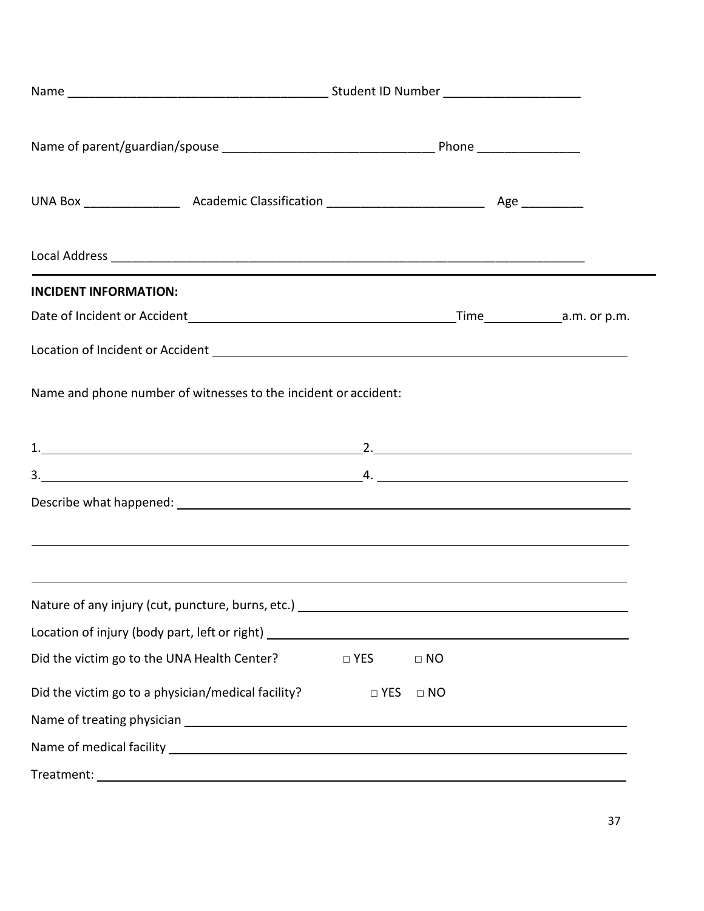Name _____________________________________ Student ID Number ____________________

Name of parent/guardian/spouse ______________________________ Phone _______________

UNA Box ______________ Academic Classification _______________________ Age _________

Local Address ______________________________________________________________________

**INCIDENT INFORMATION:**

Date of Incident or Accident________________________________________Time____________a.m. or p.m.

Location of Incident or Accident ______________________________________________________________

Name and phone number of witnesses to the incident or accident:

1.________________________________________________ 2.______________________________________

3.________________________________________________ 4. ______________________________________

Describe what happened: ______________________________________________________________

______________________________________________________________________________________

______________________________________________________________________________________

Nature of any injury (cut, puncture, burns, etc.) ________________________________________________

Location of injury (body part, left or right) ____________________________________________________

Did the victim go to the UNA Health Center? □ YES □ NO

Did the victim go to a physician/medical facility? □ YES □ NO

Name of treating physician __________________________________________________________

Name of medical facility ____________________________________________________________

Treatment: ______________________________________________________________________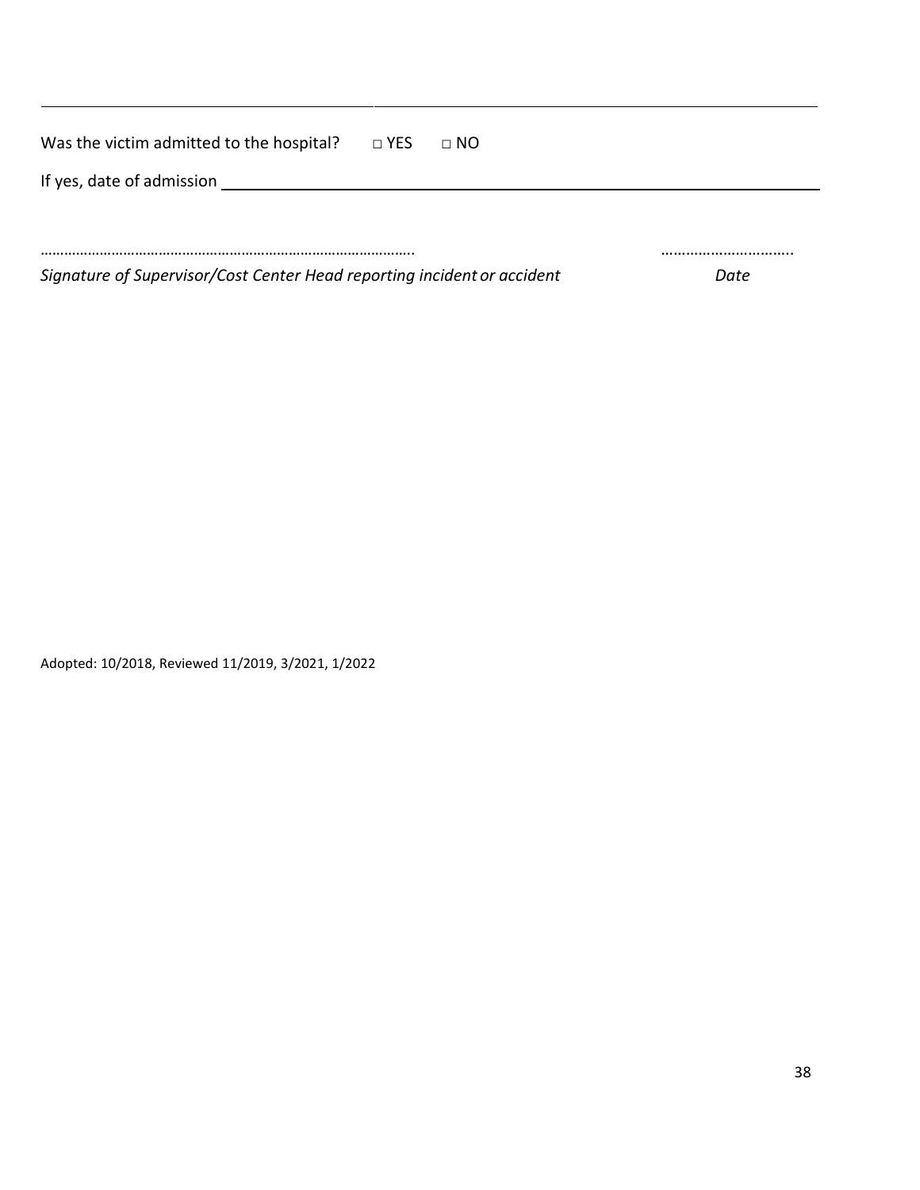___________________________________________________________________________

Was the victim admitted to the hospital? □ YES □ NO

If yes, date of admission ______________________________________________

………………………………………………………………………………….. …………………………..

*Signature of Supervisor/Cost Center Head reporting incident or accident* *Date*

Adopted: 10/2018, Reviewed 11/2019, 3/2021, 1/2022